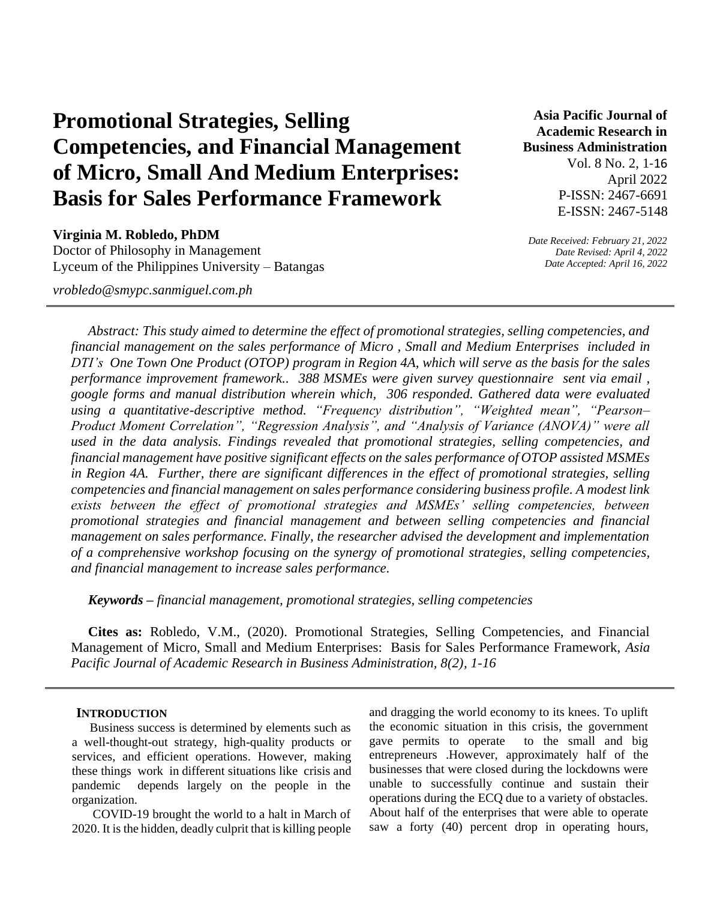# Promotional Strategies, Selling Competencies, and Financial Management of Micro, Small And Medium Enterprises: Basis for Sales Performance Framework

**Asia Pacific Journal of Academic Research in Business Administration**
Vol. 8 No. 2, 1-16
April 2022
P-ISSN: 2467-6691
E-ISSN: 2467-5148

*Date Received: February 21, 2022*
*Date Revised: April 4, 2022*
*Date Accepted: April 16, 2022*

**Virginia M. Robledo, PhDM**
Doctor of Philosophy in Management
Lyceum of the Philippines University – Batangas

*vrobledo@smypc.sanmiguel.com.ph*

---

*Abstract: This study aimed to determine the effect of promotional strategies, selling competencies, and financial management on the sales performance of Micro , Small and Medium Enterprises included in DTI's One Town One Product (OTOP) program in Region 4A, which will serve as the basis for the sales performance improvement framework.. 388 MSMEs were given survey questionnaire sent via email , google forms and manual distribution wherein which, 306 responded. Gathered data were evaluated using a quantitative-descriptive method. "Frequency distribution", "Weighted mean", "Pearson–Product Moment Correlation", "Regression Analysis", and "Analysis of Variance (ANOVA)" were all used in the data analysis. Findings revealed that promotional strategies, selling competencies, and financial management have positive significant effects on the sales performance of OTOP assisted MSMEs in Region 4A. Further, there are significant differences in the effect of promotional strategies, selling competencies and financial management on sales performance considering business profile. A modest link exists between the effect of promotional strategies and MSMEs' selling competencies, between promotional strategies and financial management and between selling competencies and financial management on sales performance. Finally, the researcher advised the development and implementation of a comprehensive workshop focusing on the synergy of promotional strategies, selling competencies, and financial management to increase sales performance.*

***Keywords** – financial management, promotional strategies, selling competencies*

**Cites as:** Robledo, V.M., (2020). Promotional Strategies, Selling Competencies, and Financial Management of Micro, Small and Medium Enterprises: Basis for Sales Performance Framework, *Asia Pacific Journal of Academic Research in Business Administration, 8(2), 1-16*

---

## INTRODUCTION

Business success is determined by elements such as a well-thought-out strategy, high-quality products or services, and efficient operations. However, making these things work in different situations like crisis and pandemic depends largely on the people in the organization.

COVID-19 brought the world to a halt in March of 2020. It is the hidden, deadly culprit that is killing people and dragging the world economy to its knees. To uplift the economic situation in this crisis, the government gave permits to operate to the small and big entrepreneurs .However, approximately half of the businesses that were closed during the lockdowns were unable to successfully continue and sustain their operations during the ECQ due to a variety of obstacles. About half of the enterprises that were able to operate saw a forty (40) percent drop in operating hours,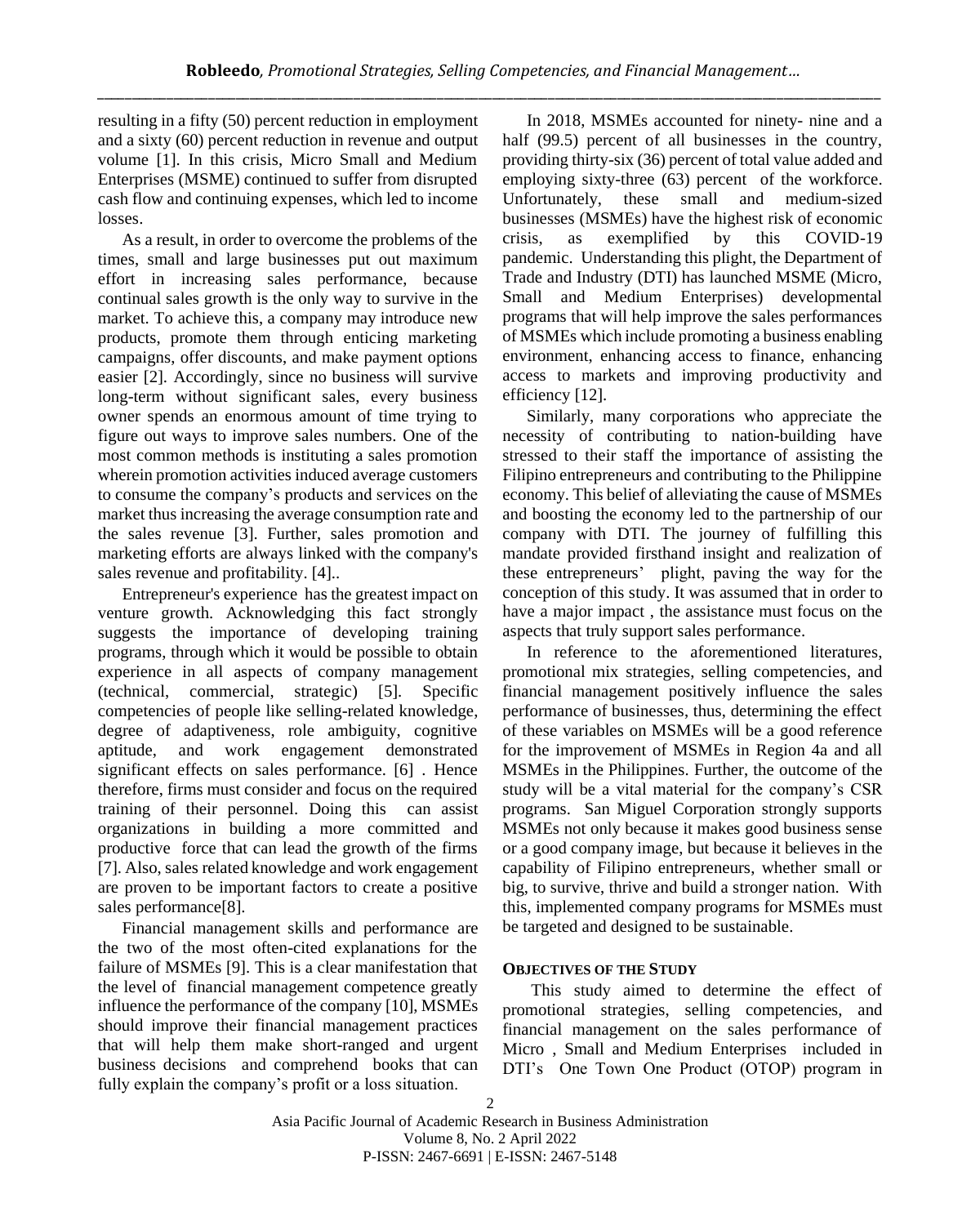resulting in a fifty (50) percent reduction in employment and a sixty (60) percent reduction in revenue and output volume [1]. In this crisis, Micro Small and Medium Enterprises (MSME) continued to suffer from disrupted cash flow and continuing expenses, which led to income losses.

As a result, in order to overcome the problems of the times, small and large businesses put out maximum effort in increasing sales performance, because continual sales growth is the only way to survive in the market. To achieve this, a company may introduce new products, promote them through enticing marketing campaigns, offer discounts, and make payment options easier [2]. Accordingly, since no business will survive long-term without significant sales, every business owner spends an enormous amount of time trying to figure out ways to improve sales numbers. One of the most common methods is instituting a sales promotion wherein promotion activities induced average customers to consume the company's products and services on the market thus increasing the average consumption rate and the sales revenue [3]. Further, sales promotion and marketing efforts are always linked with the company's sales revenue and profitability. [4]..

Entrepreneur's experience has the greatest impact on venture growth. Acknowledging this fact strongly suggests the importance of developing training programs, through which it would be possible to obtain experience in all aspects of company management (technical, commercial, strategic) [5]. Specific competencies of people like selling-related knowledge, degree of adaptiveness, role ambiguity, cognitive aptitude, and work engagement demonstrated significant effects on sales performance. [6] . Hence therefore, firms must consider and focus on the required training of their personnel. Doing this can assist organizations in building a more committed and productive force that can lead the growth of the firms [7]. Also, sales related knowledge and work engagement are proven to be important factors to create a positive sales performance[8].

Financial management skills and performance are the two of the most often-cited explanations for the failure of MSMEs [9]. This is a clear manifestation that the level of financial management competence greatly influence the performance of the company [10], MSMEs should improve their financial management practices that will help them make short-ranged and urgent business decisions and comprehend books that can fully explain the company's profit or a loss situation.

In 2018, MSMEs accounted for ninety- nine and a half (99.5) percent of all businesses in the country, providing thirty-six (36) percent of total value added and employing sixty-three (63) percent of the workforce. Unfortunately, these small and medium-sized businesses (MSMEs) have the highest risk of economic crisis, as exemplified by this COVID-19 pandemic. Understanding this plight, the Department of Trade and Industry (DTI) has launched MSME (Micro, Small and Medium Enterprises) developmental programs that will help improve the sales performances of MSMEs which include promoting a business enabling environment, enhancing access to finance, enhancing access to markets and improving productivity and efficiency [12].

Similarly, many corporations who appreciate the necessity of contributing to nation-building have stressed to their staff the importance of assisting the Filipino entrepreneurs and contributing to the Philippine economy. This belief of alleviating the cause of MSMEs and boosting the economy led to the partnership of our company with DTI. The journey of fulfilling this mandate provided firsthand insight and realization of these entrepreneurs' plight, paving the way for the conception of this study. It was assumed that in order to have a major impact , the assistance must focus on the aspects that truly support sales performance.

In reference to the aforementioned literatures, promotional mix strategies, selling competencies, and financial management positively influence the sales performance of businesses, thus, determining the effect of these variables on MSMEs will be a good reference for the improvement of MSMEs in Region 4a and all MSMEs in the Philippines. Further, the outcome of the study will be a vital material for the company's CSR programs. San Miguel Corporation strongly supports MSMEs not only because it makes good business sense or a good company image, but because it believes in the capability of Filipino entrepreneurs, whether small or big, to survive, thrive and build a stronger nation. With this, implemented company programs for MSMEs must be targeted and designed to be sustainable.

## OBJECTIVES OF THE STUDY

This study aimed to determine the effect of promotional strategies, selling competencies, and financial management on the sales performance of Micro , Small and Medium Enterprises included in DTI's One Town One Product (OTOP) program in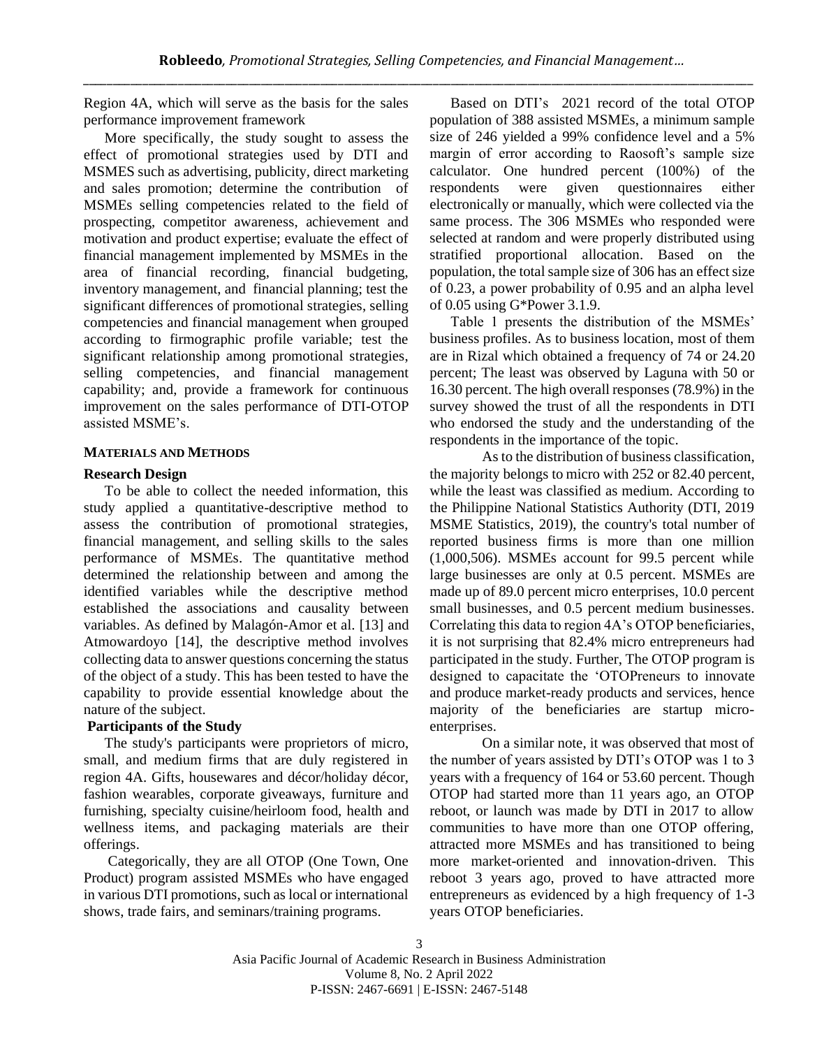Region 4A, which will serve as the basis for the sales performance improvement framework

More specifically, the study sought to assess the effect of promotional strategies used by DTI and MSMES such as advertising, publicity, direct marketing and sales promotion; determine the contribution of MSMEs selling competencies related to the field of prospecting, competitor awareness, achievement and motivation and product expertise; evaluate the effect of financial management implemented by MSMEs in the area of financial recording, financial budgeting, inventory management, and financial planning; test the significant differences of promotional strategies, selling competencies and financial management when grouped according to firmographic profile variable; test the significant relationship among promotional strategies, selling competencies, and financial management capability; and, provide a framework for continuous improvement on the sales performance of DTI-OTOP assisted MSME's.

## MATERIALS AND METHODS

### Research Design

To be able to collect the needed information, this study applied a quantitative-descriptive method to assess the contribution of promotional strategies, financial management, and selling skills to the sales performance of MSMEs. The quantitative method determined the relationship between and among the identified variables while the descriptive method established the associations and causality between variables. As defined by Malagón-Amor et al. [13] and Atmowardoyo [14], the descriptive method involves collecting data to answer questions concerning the status of the object of a study. This has been tested to have the capability to provide essential knowledge about the nature of the subject.

### Participants of the Study

The study's participants were proprietors of micro, small, and medium firms that are duly registered in region 4A. Gifts, housewares and décor/holiday décor, fashion wearables, corporate giveaways, furniture and furnishing, specialty cuisine/heirloom food, health and wellness items, and packaging materials are their offerings.

Categorically, they are all OTOP (One Town, One Product) program assisted MSMEs who have engaged in various DTI promotions, such as local or international shows, trade fairs, and seminars/training programs.

Based on DTI's 2021 record of the total OTOP population of 388 assisted MSMEs, a minimum sample size of 246 yielded a 99% confidence level and a 5% margin of error according to Raosoft's sample size calculator. One hundred percent (100%) of the respondents were given questionnaires either electronically or manually, which were collected via the same process. The 306 MSMEs who responded were selected at random and were properly distributed using stratified proportional allocation. Based on the population, the total sample size of 306 has an effect size of 0.23, a power probability of 0.95 and an alpha level of 0.05 using G*Power 3.1.9.

Table 1 presents the distribution of the MSMEs' business profiles. As to business location, most of them are in Rizal which obtained a frequency of 74 or 24.20 percent; The least was observed by Laguna with 50 or 16.30 percent. The high overall responses (78.9%) in the survey showed the trust of all the respondents in DTI who endorsed the study and the understanding of the respondents in the importance of the topic.

As to the distribution of business classification, the majority belongs to micro with 252 or 82.40 percent, while the least was classified as medium. According to the Philippine National Statistics Authority (DTI, 2019 MSME Statistics, 2019), the country's total number of reported business firms is more than one million (1,000,506). MSMEs account for 99.5 percent while large businesses are only at 0.5 percent. MSMEs are made up of 89.0 percent micro enterprises, 10.0 percent small businesses, and 0.5 percent medium businesses. Correlating this data to region 4A's OTOP beneficiaries, it is not surprising that 82.4% micro entrepreneurs had participated in the study. Further, The OTOP program is designed to capacitate the 'OTOPreneurs to innovate and produce market-ready products and services, hence majority of the beneficiaries are startup micro-enterprises.

On a similar note, it was observed that most of the number of years assisted by DTI's OTOP was 1 to 3 years with a frequency of 164 or 53.60 percent. Though OTOP had started more than 11 years ago, an OTOP reboot, or launch was made by DTI in 2017 to allow communities to have more than one OTOP offering, attracted more MSMEs and has transitioned to being more market-oriented and innovation-driven. This reboot 3 years ago, proved to have attracted more entrepreneurs as evidenced by a high frequency of 1-3 years OTOP beneficiaries.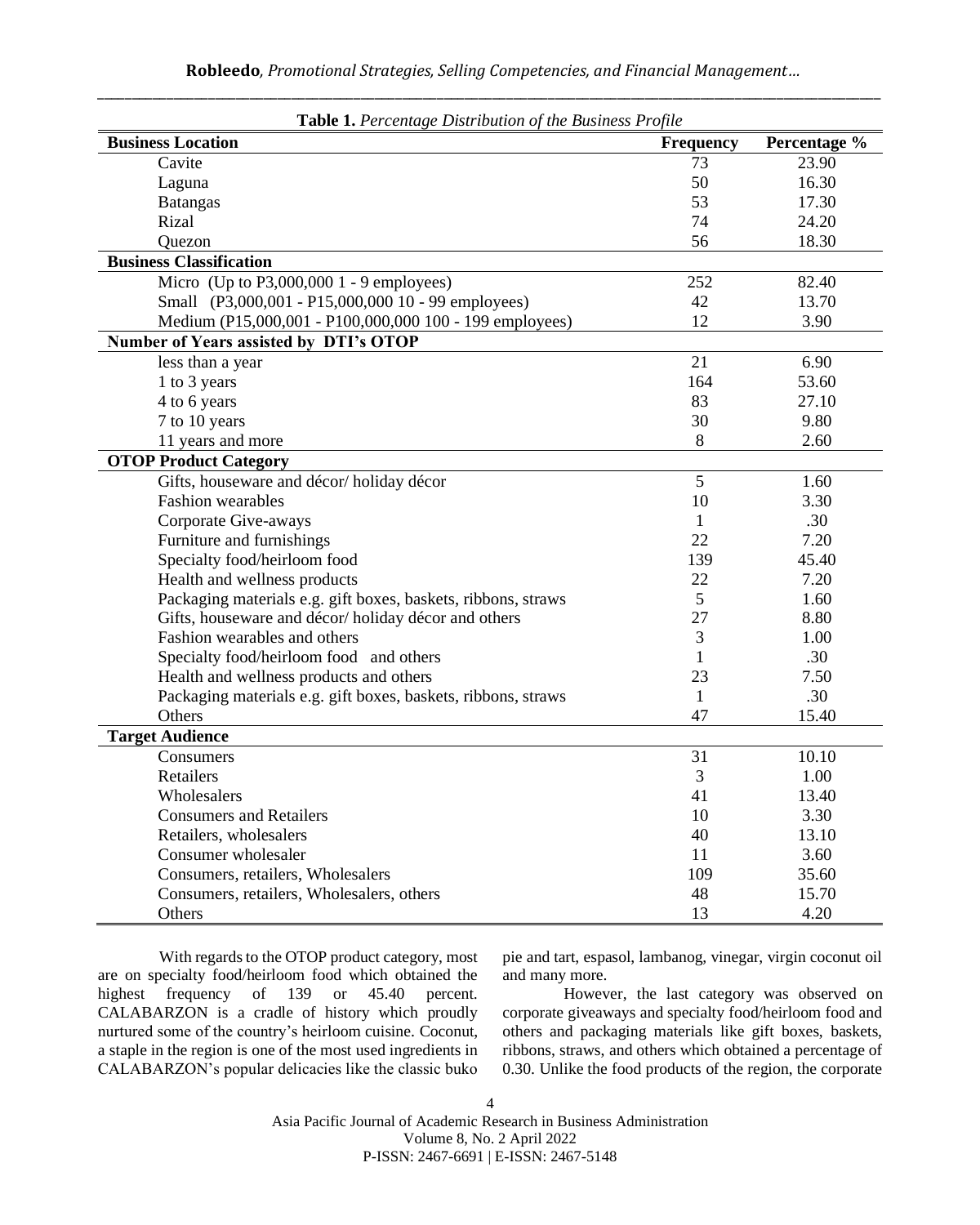**Table 1.** *Percentage Distribution of the Business Profile*

| **Business Location** | **Frequency** | **Percentage %** |
|---|---|---|
| Cavite | 73 | 23.90 |
| Laguna | 50 | 16.30 |
| Batangas | 53 | 17.30 |
| Rizal | 74 | 24.20 |
| Quezon | 56 | 18.30 |
| **Business Classification** | | |
| Micro (Up to P3,000,000 1 - 9 employees) | 252 | 82.40 |
| Small (P3,000,001 - P15,000,000 10 - 99 employees) | 42 | 13.70 |
| Medium (P15,000,001 - P100,000,000 100 - 199 employees) | 12 | 3.90 |
| **Number of Years assisted by DTI's OTOP** | | |
| less than a year | 21 | 6.90 |
| 1 to 3 years | 164 | 53.60 |
| 4 to 6 years | 83 | 27.10 |
| 7 to 10 years | 30 | 9.80 |
| 11 years and more | 8 | 2.60 |
| **OTOP Product Category** | | |
| Gifts, houseware and décor/ holiday décor | 5 | 1.60 |
| Fashion wearables | 10 | 3.30 |
| Corporate Give-aways | 1 | .30 |
| Furniture and furnishings | 22 | 7.20 |
| Specialty food/heirloom food | 139 | 45.40 |
| Health and wellness products | 22 | 7.20 |
| Packaging materials e.g. gift boxes, baskets, ribbons, straws | 5 | 1.60 |
| Gifts, houseware and décor/ holiday décor and others | 27 | 8.80 |
| Fashion wearables and others | 3 | 1.00 |
| Specialty food/heirloom food and others | 1 | .30 |
| Health and wellness products and others | 23 | 7.50 |
| Packaging materials e.g. gift boxes, baskets, ribbons, straws | 1 | .30 |
| Others | 47 | 15.40 |
| **Target Audience** | | |
| Consumers | 31 | 10.10 |
| Retailers | 3 | 1.00 |
| Wholesalers | 41 | 13.40 |
| Consumers and Retailers | 10 | 3.30 |
| Retailers, wholesalers | 40 | 13.10 |
| Consumer wholesaler | 11 | 3.60 |
| Consumers, retailers, Wholesalers | 109 | 35.60 |
| Consumers, retailers, Wholesalers, others | 48 | 15.70 |
| Others | 13 | 4.20 |

With regards to the OTOP product category, most are on specialty food/heirloom food which obtained the highest frequency of 139 or 45.40 percent. CALABARZON is a cradle of history which proudly nurtured some of the country's heirloom cuisine. Coconut, a staple in the region is one of the most used ingredients in CALABARZON's popular delicacies like the classic buko pie and tart, espasol, lambanog, vinegar, virgin coconut oil and many more.

However, the last category was observed on corporate giveaways and specialty food/heirloom food and others and packaging materials like gift boxes, baskets, ribbons, straws, and others which obtained a percentage of 0.30. Unlike the food products of the region, the corporate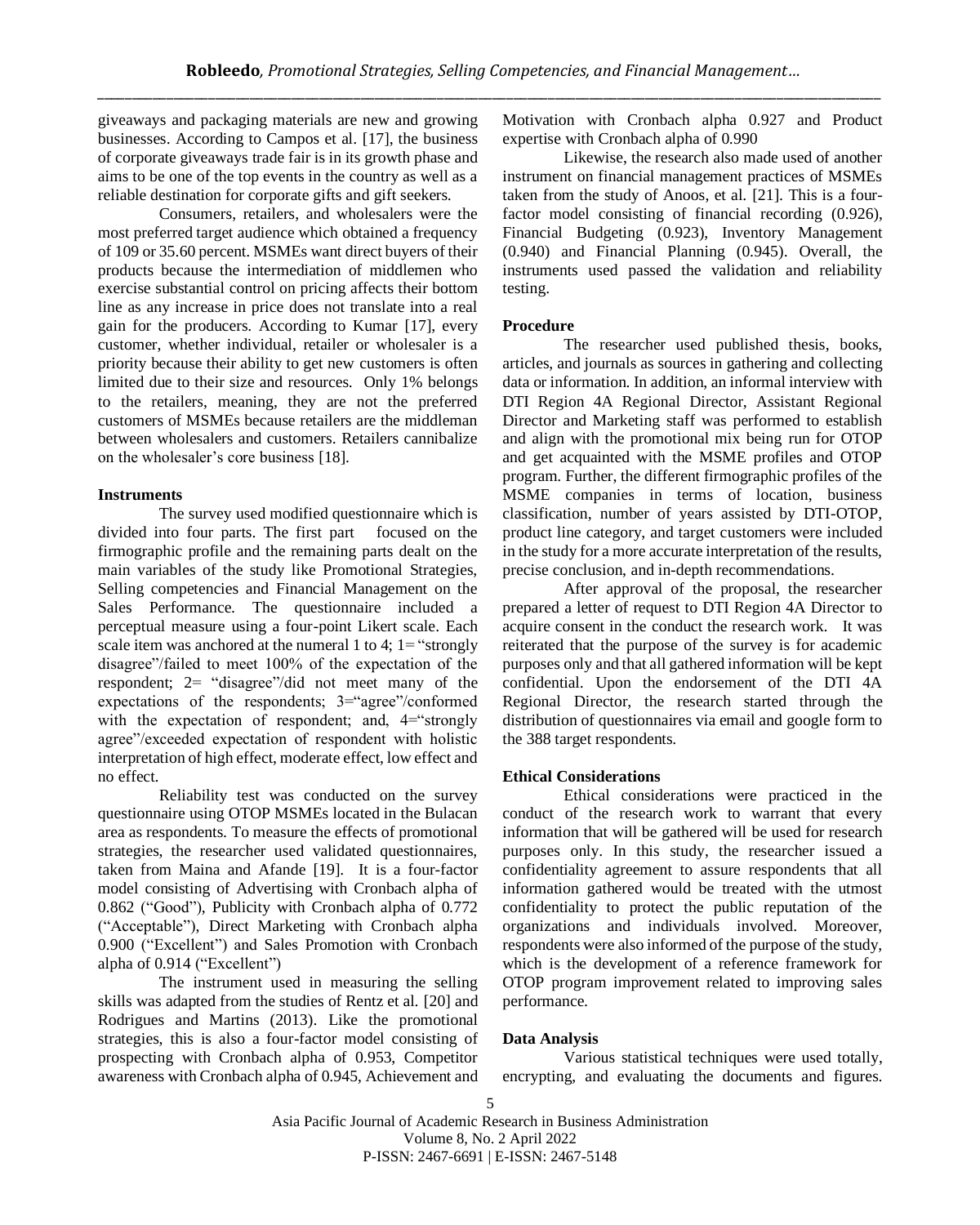giveaways and packaging materials are new and growing businesses. According to Campos et al. [17], the business of corporate giveaways trade fair is in its growth phase and aims to be one of the top events in the country as well as a reliable destination for corporate gifts and gift seekers.

Consumers, retailers, and wholesalers were the most preferred target audience which obtained a frequency of 109 or 35.60 percent. MSMEs want direct buyers of their products because the intermediation of middlemen who exercise substantial control on pricing affects their bottom line as any increase in price does not translate into a real gain for the producers. According to Kumar [17], every customer, whether individual, retailer or wholesaler is a priority because their ability to get new customers is often limited due to their size and resources. Only 1% belongs to the retailers, meaning, they are not the preferred customers of MSMEs because retailers are the middleman between wholesalers and customers. Retailers cannibalize on the wholesaler's core business [18].

**Instruments**

The survey used modified questionnaire which is divided into four parts. The first part focused on the firmographic profile and the remaining parts dealt on the main variables of the study like Promotional Strategies, Selling competencies and Financial Management on the Sales Performance. The questionnaire included a perceptual measure using a four-point Likert scale. Each scale item was anchored at the numeral 1 to 4; 1= "strongly disagree"/failed to meet 100% of the expectation of the respondent; 2= "disagree"/did not meet many of the expectations of the respondents; 3="agree"/conformed with the expectation of respondent; and, 4="strongly agree"/exceeded expectation of respondent with holistic interpretation of high effect, moderate effect, low effect and no effect.

Reliability test was conducted on the survey questionnaire using OTOP MSMEs located in the Bulacan area as respondents. To measure the effects of promotional strategies, the researcher used validated questionnaires, taken from Maina and Afande [19]. It is a four-factor model consisting of Advertising with Cronbach alpha of 0.862 ("Good"), Publicity with Cronbach alpha of 0.772 ("Acceptable"), Direct Marketing with Cronbach alpha 0.900 ("Excellent") and Sales Promotion with Cronbach alpha of 0.914 ("Excellent")

The instrument used in measuring the selling skills was adapted from the studies of Rentz et al. [20] and Rodrigues and Martins (2013). Like the promotional strategies, this is also a four-factor model consisting of prospecting with Cronbach alpha of 0.953, Competitor awareness with Cronbach alpha of 0.945, Achievement and Motivation with Cronbach alpha 0.927 and Product expertise with Cronbach alpha of 0.990

Likewise, the research also made used of another instrument on financial management practices of MSMEs taken from the study of Anoos, et al. [21]. This is a four-factor model consisting of financial recording (0.926), Financial Budgeting (0.923), Inventory Management (0.940) and Financial Planning (0.945). Overall, the instruments used passed the validation and reliability testing.

**Procedure**

The researcher used published thesis, books, articles, and journals as sources in gathering and collecting data or information. In addition, an informal interview with DTI Region 4A Regional Director, Assistant Regional Director and Marketing staff was performed to establish and align with the promotional mix being run for OTOP and get acquainted with the MSME profiles and OTOP program. Further, the different firmographic profiles of the MSME companies in terms of location, business classification, number of years assisted by DTI-OTOP, product line category, and target customers were included in the study for a more accurate interpretation of the results, precise conclusion, and in-depth recommendations.

After approval of the proposal, the researcher prepared a letter of request to DTI Region 4A Director to acquire consent in the conduct the research work. It was reiterated that the purpose of the survey is for academic purposes only and that all gathered information will be kept confidential. Upon the endorsement of the DTI 4A Regional Director, the research started through the distribution of questionnaires via email and google form to the 388 target respondents.

**Ethical Considerations**

Ethical considerations were practiced in the conduct of the research work to warrant that every information that will be gathered will be used for research purposes only. In this study, the researcher issued a confidentiality agreement to assure respondents that all information gathered would be treated with the utmost confidentiality to protect the public reputation of the organizations and individuals involved. Moreover, respondents were also informed of the purpose of the study, which is the development of a reference framework for OTOP program improvement related to improving sales performance.

**Data Analysis**

Various statistical techniques were used totally, encrypting, and evaluating the documents and figures.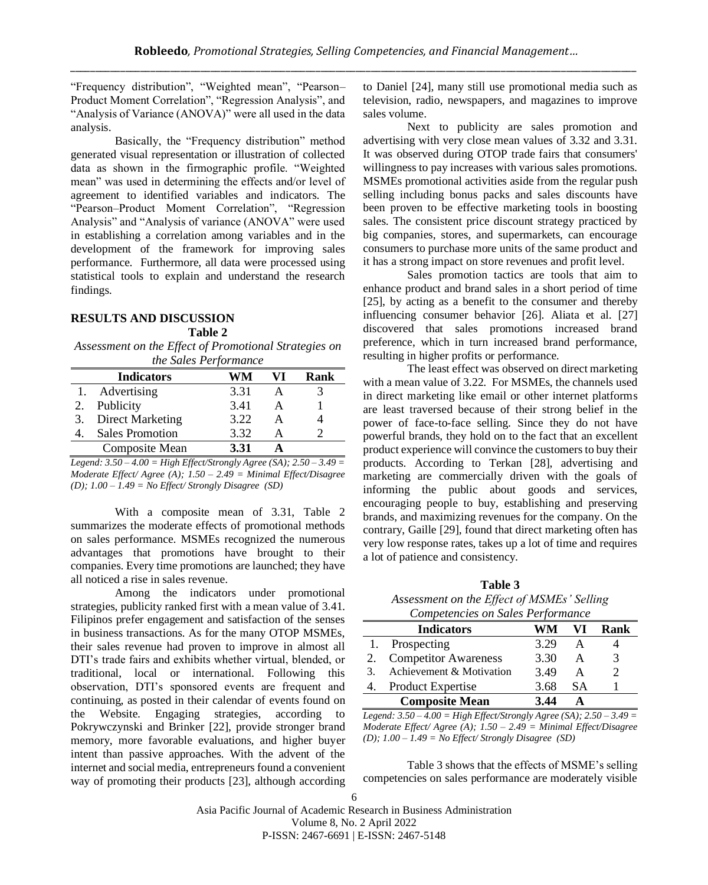"Frequency distribution", "Weighted mean", "Pearson–Product Moment Correlation", "Regression Analysis", and "Analysis of Variance (ANOVA)" were all used in the data analysis.

Basically, the "Frequency distribution" method generated visual representation or illustration of collected data as shown in the firmographic profile. "Weighted mean" was used in determining the effects and/or level of agreement to identified variables and indicators. The "Pearson–Product Moment Correlation", "Regression Analysis" and "Analysis of variance (ANOVA" were used in establishing a correlation among variables and in the development of the framework for improving sales performance. Furthermore, all data were processed using statistical tools to explain and understand the research findings.

## RESULTS AND DISCUSSION

**Table 2**

*Assessment on the Effect of Promotional Strategies on the Sales Performance*

| Indicators | WM | VI | Rank |
|---|---|---|---|
| 1. Advertising | 3.31 | A | 3 |
| 2. Publicity | 3.41 | A | 1 |
| 3. Direct Marketing | 3.22 | A | 4 |
| 4. Sales Promotion | 3.32 | A | 2 |
| Composite Mean | **3.31** | **A** | |

*Legend: 3.50 – 4.00 = High Effect/Strongly Agree (SA); 2.50 – 3.49 = Moderate Effect/ Agree (A); 1.50 – 2.49 = Minimal Effect/Disagree (D); 1.00 – 1.49 = No Effect/ Strongly Disagree (SD)*

With a composite mean of 3.31, Table 2 summarizes the moderate effects of promotional methods on sales performance. MSMEs recognized the numerous advantages that promotions have brought to their companies. Every time promotions are launched; they have all noticed a rise in sales revenue.

Among the indicators under promotional strategies, publicity ranked first with a mean value of 3.41. Filipinos prefer engagement and satisfaction of the senses in business transactions. As for the many OTOP MSMEs, their sales revenue had proven to improve in almost all DTI's trade fairs and exhibits whether virtual, blended, or traditional, local or international. Following this observation, DTI's sponsored events are frequent and continuing, as posted in their calendar of events found on the Website. Engaging strategies, according to Pokrywczynski and Brinker [22], provide stronger brand memory, more favorable evaluations, and higher buyer intent than passive approaches. With the advent of the internet and social media, entrepreneurs found a convenient way of promoting their products [23], although according to Daniel [24], many still use promotional media such as television, radio, newspapers, and magazines to improve sales volume.

Next to publicity are sales promotion and advertising with very close mean values of 3.32 and 3.31. It was observed during OTOP trade fairs that consumers' willingness to pay increases with various sales promotions. MSMEs promotional activities aside from the regular push selling including bonus packs and sales discounts have been proven to be effective marketing tools in boosting sales. The consistent price discount strategy practiced by big companies, stores, and supermarkets, can encourage consumers to purchase more units of the same product and it has a strong impact on store revenues and profit level.

Sales promotion tactics are tools that aim to enhance product and brand sales in a short period of time [25], by acting as a benefit to the consumer and thereby influencing consumer behavior [26]. Aliata et al. [27] discovered that sales promotions increased brand preference, which in turn increased brand performance, resulting in higher profits or performance.

The least effect was observed on direct marketing with a mean value of 3.22. For MSMEs, the channels used in direct marketing like email or other internet platforms are least traversed because of their strong belief in the power of face-to-face selling. Since they do not have powerful brands, they hold on to the fact that an excellent product experience will convince the customers to buy their products. According to Terkan [28], advertising and marketing are commercially driven with the goals of informing the public about goods and services, encouraging people to buy, establishing and preserving brands, and maximizing revenues for the company. On the contrary, Gaille [29], found that direct marketing often has very low response rates, takes up a lot of time and requires a lot of patience and consistency.

**Table 3**

*Assessment on the Effect of MSMEs' Selling Competencies on Sales Performance*

| Indicators | WM | VI | Rank |
|---|---|---|---|
| 1. Prospecting | 3.29 | A | 4 |
| 2. Competitor Awareness | 3.30 | A | 3 |
| 3. Achievement & Motivation | 3.49 | A | 2 |
| 4. Product Expertise | 3.68 | SA | 1 |
| **Composite Mean** | **3.44** | **A** | |

*Legend: 3.50 – 4.00 = High Effect/Strongly Agree (SA); 2.50 – 3.49 = Moderate Effect/ Agree (A); 1.50 – 2.49 = Minimal Effect/Disagree (D); 1.00 – 1.49 = No Effect/ Strongly Disagree (SD)*

Table 3 shows that the effects of MSME's selling competencies on sales performance are moderately visible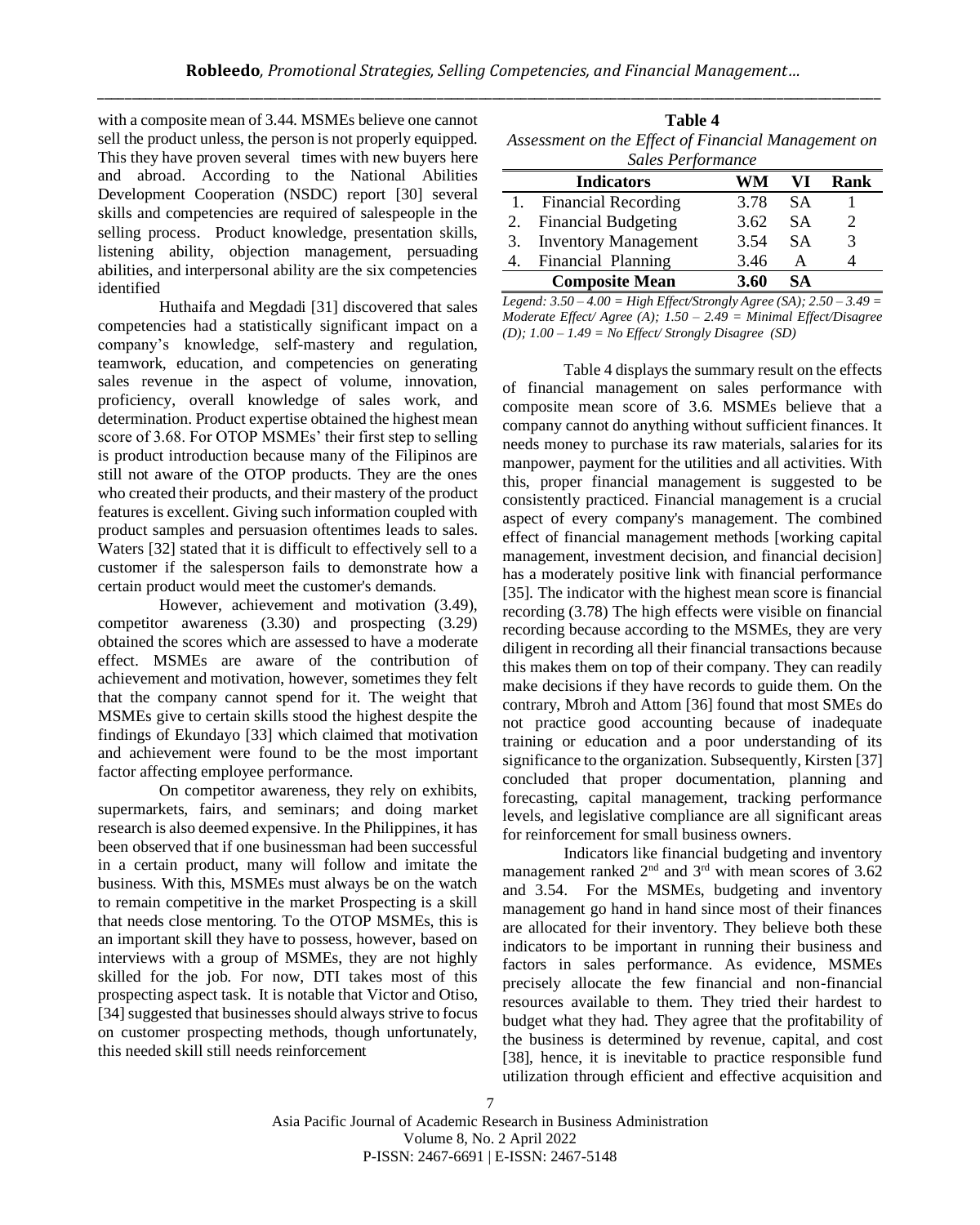with a composite mean of 3.44. MSMEs believe one cannot sell the product unless, the person is not properly equipped. This they have proven several times with new buyers here and abroad. According to the National Abilities Development Cooperation (NSDC) report [30] several skills and competencies are required of salespeople in the selling process. Product knowledge, presentation skills, listening ability, objection management, persuading abilities, and interpersonal ability are the six competencies identified

Huthaifa and Megdadi [31] discovered that sales competencies had a statistically significant impact on a company's knowledge, self-mastery and regulation, teamwork, education, and competencies on generating sales revenue in the aspect of volume, innovation, proficiency, overall knowledge of sales work, and determination. Product expertise obtained the highest mean score of 3.68. For OTOP MSMEs' their first step to selling is product introduction because many of the Filipinos are still not aware of the OTOP products. They are the ones who created their products, and their mastery of the product features is excellent. Giving such information coupled with product samples and persuasion oftentimes leads to sales. Waters [32] stated that it is difficult to effectively sell to a customer if the salesperson fails to demonstrate how a certain product would meet the customer's demands.

However, achievement and motivation (3.49), competitor awareness (3.30) and prospecting (3.29) obtained the scores which are assessed to have a moderate effect. MSMEs are aware of the contribution of achievement and motivation, however, sometimes they felt that the company cannot spend for it. The weight that MSMEs give to certain skills stood the highest despite the findings of Ekundayo [33] which claimed that motivation and achievement were found to be the most important factor affecting employee performance.

On competitor awareness, they rely on exhibits, supermarkets, fairs, and seminars; and doing market research is also deemed expensive. In the Philippines, it has been observed that if one businessman had been successful in a certain product, many will follow and imitate the business. With this, MSMEs must always be on the watch to remain competitive in the market Prospecting is a skill that needs close mentoring. To the OTOP MSMEs, this is an important skill they have to possess, however, based on interviews with a group of MSMEs, they are not highly skilled for the job. For now, DTI takes most of this prospecting aspect task. It is notable that Victor and Otiso, [34] suggested that businesses should always strive to focus on customer prospecting methods, though unfortunately, this needed skill still needs reinforcement

**Table 4**
*Assessment on the Effect of Financial Management on Sales Performance*

| Indicators | WM | VI | Rank |
|---|---|---|---|
| 1. Financial Recording | 3.78 | SA | 1 |
| 2. Financial Budgeting | 3.62 | SA | 2 |
| 3. Inventory Management | 3.54 | SA | 3 |
| 4. Financial Planning | 3.46 | A | 4 |
| **Composite Mean** | **3.60** | **SA** | |

*Legend: 3.50 – 4.00 = High Effect/Strongly Agree (SA); 2.50 – 3.49 = Moderate Effect/ Agree (A); 1.50 – 2.49 = Minimal Effect/Disagree (D); 1.00 – 1.49 = No Effect/ Strongly Disagree (SD)*

Table 4 displays the summary result on the effects of financial management on sales performance with composite mean score of 3.6. MSMEs believe that a company cannot do anything without sufficient finances. It needs money to purchase its raw materials, salaries for its manpower, payment for the utilities and all activities. With this, proper financial management is suggested to be consistently practiced. Financial management is a crucial aspect of every company's management. The combined effect of financial management methods [working capital management, investment decision, and financial decision] has a moderately positive link with financial performance [35]. The indicator with the highest mean score is financial recording (3.78) The high effects were visible on financial recording because according to the MSMEs, they are very diligent in recording all their financial transactions because this makes them on top of their company. They can readily make decisions if they have records to guide them. On the contrary, Mbroh and Attom [36] found that most SMEs do not practice good accounting because of inadequate training or education and a poor understanding of its significance to the organization. Subsequently, Kirsten [37] concluded that proper documentation, planning and forecasting, capital management, tracking performance levels, and legislative compliance are all significant areas for reinforcement for small business owners.

Indicators like financial budgeting and inventory management ranked 2nd and 3rd with mean scores of 3.62 and 3.54. For the MSMEs, budgeting and inventory management go hand in hand since most of their finances are allocated for their inventory. They believe both these indicators to be important in running their business and factors in sales performance. As evidence, MSMEs precisely allocate the few financial and non-financial resources available to them. They tried their hardest to budget what they had. They agree that the profitability of the business is determined by revenue, capital, and cost [38], hence, it is inevitable to practice responsible fund utilization through efficient and effective acquisition and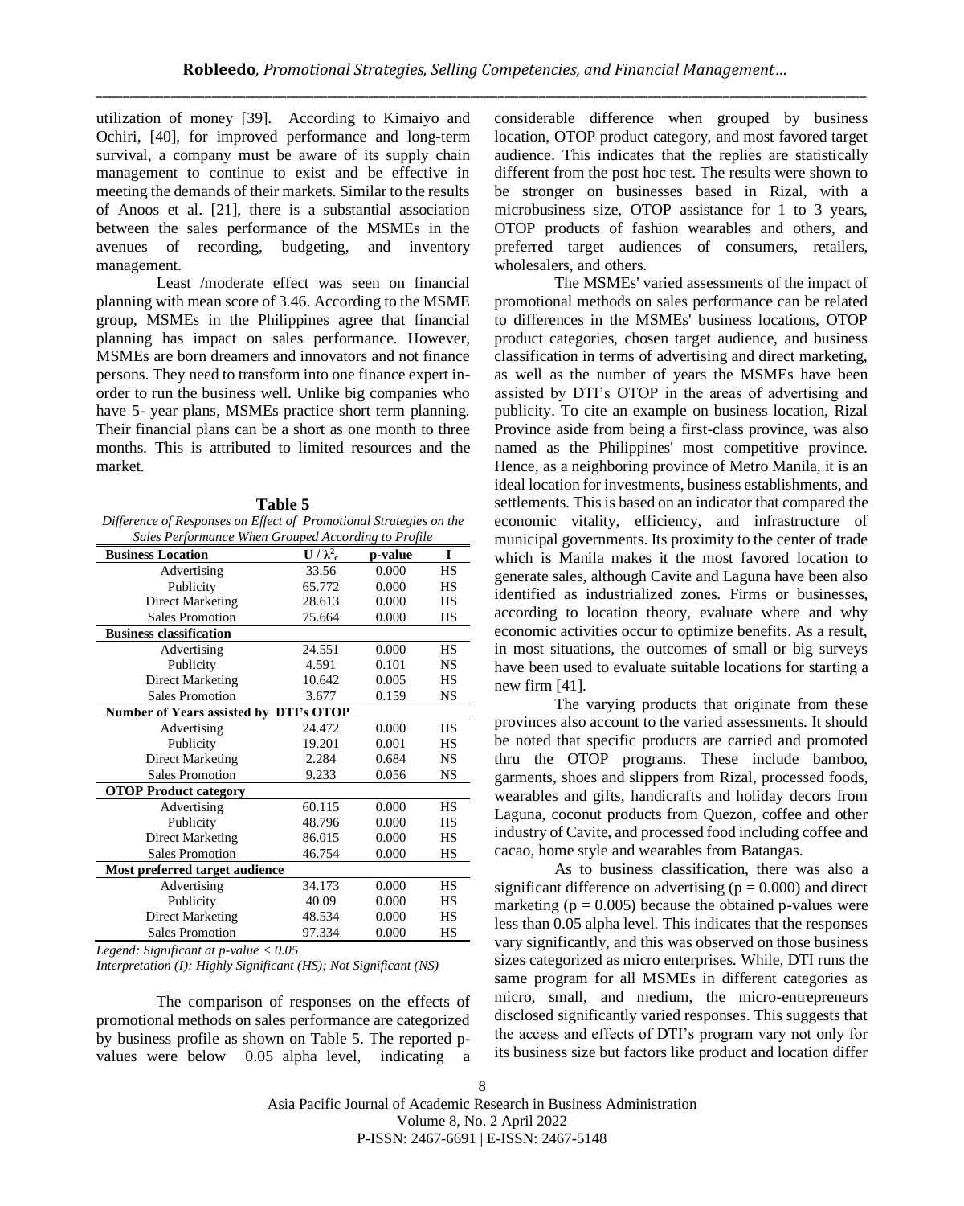utilization of money [39]. According to Kimaiyo and Ochiri, [40], for improved performance and long-term survival, a company must be aware of its supply chain management to continue to exist and be effective in meeting the demands of their markets. Similar to the results of Anoos et al. [21], there is a substantial association between the sales performance of the MSMEs in the avenues of recording, budgeting, and inventory management.

Least /moderate effect was seen on financial planning with mean score of 3.46. According to the MSME group, MSMEs in the Philippines agree that financial planning has impact on sales performance. However, MSMEs are born dreamers and innovators and not finance persons. They need to transform into one finance expert in-order to run the business well. Unlike big companies who have 5- year plans, MSMEs practice short term planning. Their financial plans can be a short as one month to three months. This is attributed to limited resources and the market.

**Table 5**

*Difference of Responses on Effect of Promotional Strategies on the Sales Performance When Grouped According to Profile*

| Business Location | $U / \lambda^2_c$ | p-value | I |
|---|---|---|---|
| Advertising | 33.56 | 0.000 | HS |
| Publicity | 65.772 | 0.000 | HS |
| Direct Marketing | 28.613 | 0.000 | HS |
| Sales Promotion | 75.664 | 0.000 | HS |
| **Business classification** | | | |
| Advertising | 24.551 | 0.000 | HS |
| Publicity | 4.591 | 0.101 | NS |
| Direct Marketing | 10.642 | 0.005 | HS |
| Sales Promotion | 3.677 | 0.159 | NS |
| **Number of Years assisted by DTI's OTOP** | | | |
| Advertising | 24.472 | 0.000 | HS |
| Publicity | 19.201 | 0.001 | HS |
| Direct Marketing | 2.284 | 0.684 | NS |
| Sales Promotion | 9.233 | 0.056 | NS |
| **OTOP Product category** | | | |
| Advertising | 60.115 | 0.000 | HS |
| Publicity | 48.796 | 0.000 | HS |
| Direct Marketing | 86.015 | 0.000 | HS |
| Sales Promotion | 46.754 | 0.000 | HS |
| **Most preferred target audience** | | | |
| Advertising | 34.173 | 0.000 | HS |
| Publicity | 40.09 | 0.000 | HS |
| Direct Marketing | 48.534 | 0.000 | HS |
| Sales Promotion | 97.334 | 0.000 | HS |

*Legend: Significant at p-value < 0.05*

*Interpretation (I): Highly Significant (HS); Not Significant (NS)*

The comparison of responses on the effects of promotional methods on sales performance are categorized by business profile as shown on Table 5. The reported p-values were below 0.05 alpha level, indicating a considerable difference when grouped by business location, OTOP product category, and most favored target audience. This indicates that the replies are statistically different from the post hoc test. The results were shown to be stronger on businesses based in Rizal, with a microbusiness size, OTOP assistance for 1 to 3 years, OTOP products of fashion wearables and others, and preferred target audiences of consumers, retailers, wholesalers, and others.

The MSMEs' varied assessments of the impact of promotional methods on sales performance can be related to differences in the MSMEs' business locations, OTOP product categories, chosen target audience, and business classification in terms of advertising and direct marketing, as well as the number of years the MSMEs have been assisted by DTI's OTOP in the areas of advertising and publicity. To cite an example on business location, Rizal Province aside from being a first-class province, was also named as the Philippines' most competitive province. Hence, as a neighboring province of Metro Manila, it is an ideal location for investments, business establishments, and settlements. This is based on an indicator that compared the economic vitality, efficiency, and infrastructure of municipal governments. Its proximity to the center of trade which is Manila makes it the most favored location to generate sales, although Cavite and Laguna have been also identified as industrialized zones. Firms or businesses, according to location theory, evaluate where and why economic activities occur to optimize benefits. As a result, in most situations, the outcomes of small or big surveys have been used to evaluate suitable locations for starting a new firm [41].

The varying products that originate from these provinces also account to the varied assessments. It should be noted that specific products are carried and promoted thru the OTOP programs. These include bamboo, garments, shoes and slippers from Rizal, processed foods, wearables and gifts, handicrafts and holiday decors from Laguna, coconut products from Quezon, coffee and other industry of Cavite, and processed food including coffee and cacao, home style and wearables from Batangas.

As to business classification, there was also a significant difference on advertising ($p = 0.000$) and direct marketing ($p = 0.005$) because the obtained p-values were less than 0.05 alpha level. This indicates that the responses vary significantly, and this was observed on those business sizes categorized as micro enterprises. While, DTI runs the same program for all MSMEs in different categories as micro, small, and medium, the micro-entrepreneurs disclosed significantly varied responses. This suggests that the access and effects of DTI's program vary not only for its business size but factors like product and location differ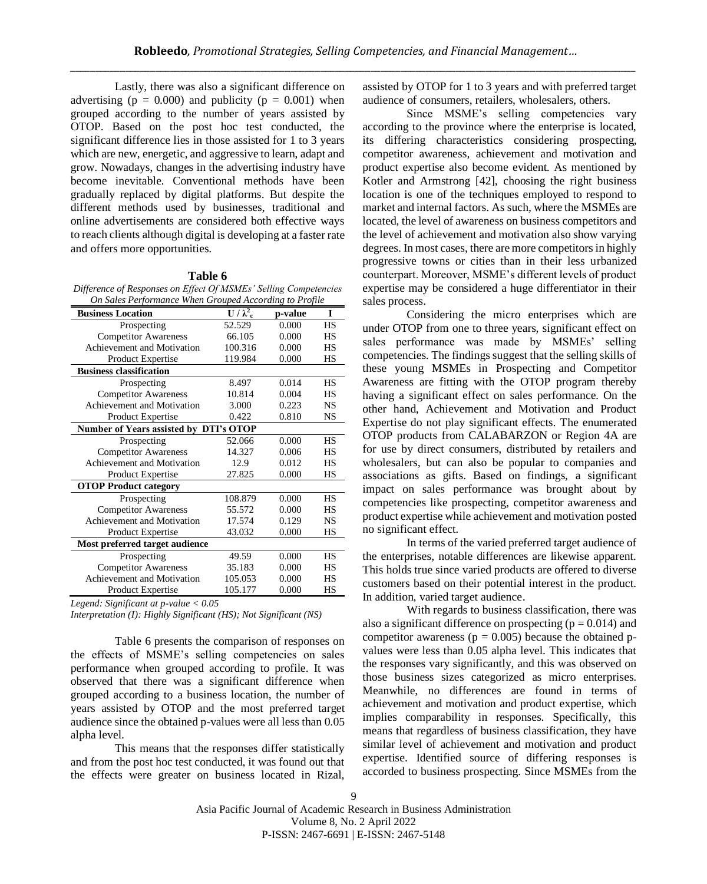Lastly, there was also a significant difference on advertising (p = 0.000) and publicity (p = 0.001) when grouped according to the number of years assisted by OTOP. Based on the post hoc test conducted, the significant difference lies in those assisted for 1 to 3 years which are new, energetic, and aggressive to learn, adapt and grow. Nowadays, changes in the advertising industry have become inevitable. Conventional methods have been gradually replaced by digital platforms. But despite the different methods used by businesses, traditional and online advertisements are considered both effective ways to reach clients although digital is developing at a faster rate and offers more opportunities.

**Table 6**

*Difference of Responses on Effect Of MSMEs' Selling Competencies On Sales Performance When Grouped According to Profile*

| Business Location | $U / \lambda^2_c$ | p-value | I |
|---|---|---|---|
| Prospecting | 52.529 | 0.000 | HS |
| Competitor Awareness | 66.105 | 0.000 | HS |
| Achievement and Motivation | 100.316 | 0.000 | HS |
| Product Expertise | 119.984 | 0.000 | HS |
| **Business classification** | | | |
| Prospecting | 8.497 | 0.014 | HS |
| Competitor Awareness | 10.814 | 0.004 | HS |
| Achievement and Motivation | 3.000 | 0.223 | NS |
| Product Expertise | 0.422 | 0.810 | NS |
| **Number of Years assisted by DTI's OTOP** | | | |
| Prospecting | 52.066 | 0.000 | HS |
| Competitor Awareness | 14.327 | 0.006 | HS |
| Achievement and Motivation | 12.9 | 0.012 | HS |
| Product Expertise | 27.825 | 0.000 | HS |
| **OTOP Product category** | | | |
| Prospecting | 108.879 | 0.000 | HS |
| Competitor Awareness | 55.572 | 0.000 | HS |
| Achievement and Motivation | 17.574 | 0.129 | NS |
| Product Expertise | 43.032 | 0.000 | HS |
| **Most preferred target audience** | | | |
| Prospecting | 49.59 | 0.000 | HS |
| Competitor Awareness | 35.183 | 0.000 | HS |
| Achievement and Motivation | 105.053 | 0.000 | HS |
| Product Expertise | 105.177 | 0.000 | HS |

*Legend: Significant at p-value < 0.05*
*Interpretation (I): Highly Significant (HS); Not Significant (NS)*

Table 6 presents the comparison of responses on the effects of MSME's selling competencies on sales performance when grouped according to profile. It was observed that there was a significant difference when grouped according to a business location, the number of years assisted by OTOP and the most preferred target audience since the obtained p-values were all less than 0.05 alpha level.

This means that the responses differ statistically and from the post hoc test conducted, it was found out that the effects were greater on business located in Rizal, assisted by OTOP for 1 to 3 years and with preferred target audience of consumers, retailers, wholesalers, others.

Since MSME's selling competencies vary according to the province where the enterprise is located, its differing characteristics considering prospecting, competitor awareness, achievement and motivation and product expertise also become evident. As mentioned by Kotler and Armstrong [42], choosing the right business location is one of the techniques employed to respond to market and internal factors. As such, where the MSMEs are located, the level of awareness on business competitors and the level of achievement and motivation also show varying degrees. In most cases, there are more competitors in highly progressive towns or cities than in their less urbanized counterpart. Moreover, MSME's different levels of product expertise may be considered a huge differentiator in their sales process.

Considering the micro enterprises which are under OTOP from one to three years, significant effect on sales performance was made by MSMEs' selling competencies. The findings suggest that the selling skills of these young MSMEs in Prospecting and Competitor Awareness are fitting with the OTOP program thereby having a significant effect on sales performance. On the other hand, Achievement and Motivation and Product Expertise do not play significant effects. The enumerated OTOP products from CALABARZON or Region 4A are for use by direct consumers, distributed by retailers and wholesalers, but can also be popular to companies and associations as gifts. Based on findings, a significant impact on sales performance was brought about by competencies like prospecting, competitor awareness and product expertise while achievement and motivation posted no significant effect.

In terms of the varied preferred target audience of the enterprises, notable differences are likewise apparent. This holds true since varied products are offered to diverse customers based on their potential interest in the product. In addition, varied target audience.

With regards to business classification, there was also a significant difference on prospecting (p = 0.014) and competitor awareness (p = 0.005) because the obtained p-values were less than 0.05 alpha level. This indicates that the responses vary significantly, and this was observed on those business sizes categorized as micro enterprises. Meanwhile, no differences are found in terms of achievement and motivation and product expertise, which implies comparability in responses. Specifically, this means that regardless of business classification, they have similar level of achievement and motivation and product expertise. Identified source of differing responses is accorded to business prospecting. Since MSMEs from the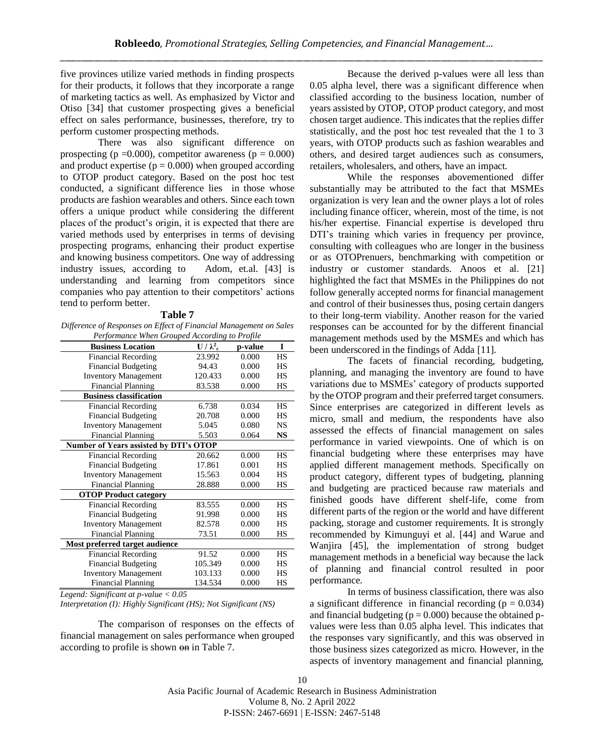five provinces utilize varied methods in finding prospects for their products, it follows that they incorporate a range of marketing tactics as well. As emphasized by Victor and Otiso [34] that customer prospecting gives a beneficial effect on sales performance, businesses, therefore, try to perform customer prospecting methods.

There was also significant difference on prospecting ($p = 0.000$), competitor awareness ($p = 0.000$) and product expertise ($p = 0.000$) when grouped according to OTOP product category. Based on the post hoc test conducted, a significant difference lies in those whose products are fashion wearables and others. Since each town offers a unique product while considering the different places of the product's origin, it is expected that there are varied methods used by enterprises in terms of devising prospecting programs, enhancing their product expertise and knowing business competitors. One way of addressing industry issues, according to Adom, et.al. [43] is understanding and learning from competitors since companies who pay attention to their competitors' actions tend to perform better.

**Table 7**

*Difference of Responses on Effect of Financial Management on Sales Performance When Grouped According to Profile*

| Business Location | U / $\lambda^2_c$ | p-value | I |
|---|---|---|---|
| Financial Recording | 23.992 | 0.000 | HS |
| Financial Budgeting | 94.43 | 0.000 | HS |
| Inventory Management | 120.433 | 0.000 | HS |
| Financial Planning | 83.538 | 0.000 | HS |
| **Business classification** | | | |
| Financial Recording | 6.738 | 0.034 | HS |
| Financial Budgeting | 20.708 | 0.000 | HS |
| Inventory Management | 5.045 | 0.080 | NS |
| Financial Planning | 5.503 | 0.064 | **NS** |
| **Number of Years assisted by DTI's OTOP** | | | |
| Financial Recording | 20.662 | 0.000 | HS |
| Financial Budgeting | 17.861 | 0.001 | HS |
| Inventory Management | 15.563 | 0.004 | HS |
| Financial Planning | 28.888 | 0.000 | HS |
| **OTOP Product category** | | | |
| Financial Recording | 83.555 | 0.000 | HS |
| Financial Budgeting | 91.998 | 0.000 | HS |
| Inventory Management | 82.578 | 0.000 | HS |
| Financial Planning | 73.51 | 0.000 | HS |
| **Most preferred target audience** | | | |
| Financial Recording | 91.52 | 0.000 | HS |
| Financial Budgeting | 105.349 | 0.000 | HS |
| Inventory Management | 103.133 | 0.000 | HS |
| Financial Planning | 134.534 | 0.000 | HS |

*Legend: Significant at p-value < 0.05*

*Interpretation (I): Highly Significant (HS); Not Significant (NS)*

The comparison of responses on the effects of financial management on sales performance when grouped according to profile is shown ~~on~~ in Table 7.

Because the derived p-values were all less than 0.05 alpha level, there was a significant difference when classified according to the business location, number of years assisted by OTOP, OTOP product category, and most chosen target audience. This indicates that the replies differ statistically, and the post hoc test revealed that the 1 to 3 years, with OTOP products such as fashion wearables and others, and desired target audiences such as consumers, retailers, wholesalers, and others, have an impact.

While the responses abovementioned differ substantially may be attributed to the fact that MSMEs organization is very lean and the owner plays a lot of roles including finance officer, wherein, most of the time, is not his/her expertise. Financial expertise is developed thru DTI's training which varies in frequency per province, consulting with colleagues who are longer in the business or as OTOPrenuers, benchmarking with competition or industry or customer standards. Anoos et al. [21] highlighted the fact that MSMEs in the Philippines do not follow generally accepted norms for financial management and control of their businesses thus, posing certain dangers to their long-term viability. Another reason for the varied responses can be accounted for by the different financial management methods used by the MSMEs and which has been underscored in the findings of Adda [11].

The facets of financial recording, budgeting, planning, and managing the inventory are found to have variations due to MSMEs' category of products supported by the OTOP program and their preferred target consumers. Since enterprises are categorized in different levels as micro, small and medium, the respondents have also assessed the effects of financial management on sales performance in varied viewpoints. One of which is on financial budgeting where these enterprises may have applied different management methods. Specifically on product category, different types of budgeting, planning and budgeting are practiced because raw materials and finished goods have different shelf-life, come from different parts of the region or the world and have different packing, storage and customer requirements. It is strongly recommended by Kimunguyi et al. [44] and Warue and Wanjira [45], the implementation of strong budget management methods in a beneficial way because the lack of planning and financial control resulted in poor performance.

In terms of business classification, there was also a significant difference in financial recording ($p = 0.034$) and financial budgeting ($p = 0.000$) because the obtained p-values were less than 0.05 alpha level. This indicates that the responses vary significantly, and this was observed in those business sizes categorized as micro. However, in the aspects of inventory management and financial planning,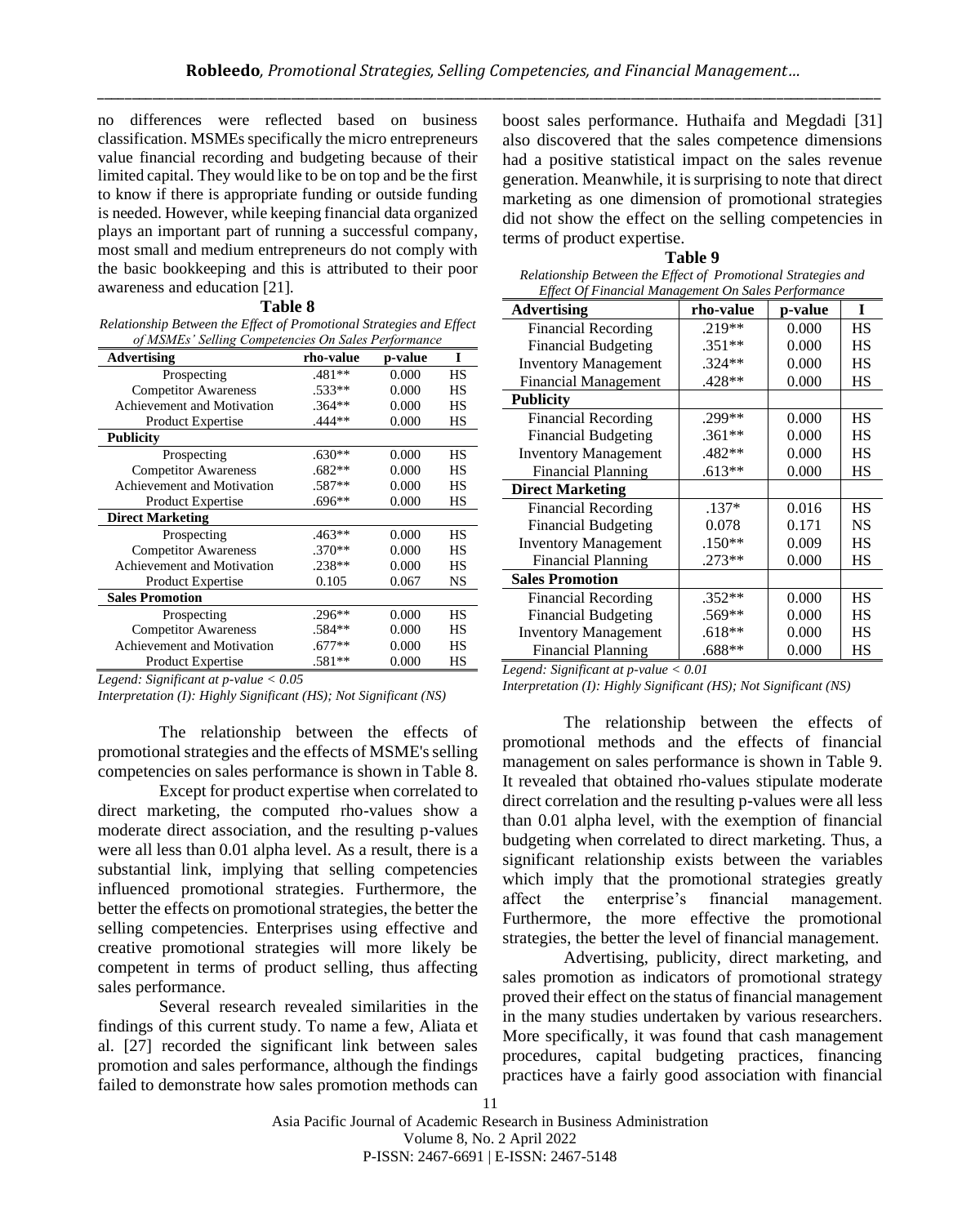no differences were reflected based on business classification. MSMEs specifically the micro entrepreneurs value financial recording and budgeting because of their limited capital. They would like to be on top and be the first to know if there is appropriate funding or outside funding is needed. However, while keeping financial data organized plays an important part of running a successful company, most small and medium entrepreneurs do not comply with the basic bookkeeping and this is attributed to their poor awareness and education [21].

**Table 8**

*Relationship Between the Effect of Promotional Strategies and Effect of MSMEs' Selling Competencies On Sales Performance*

| Advertising | rho-value | p-value | I |
|---|---|---|---|
| Prospecting | .481** | 0.000 | HS |
| Competitor Awareness | .533** | 0.000 | HS |
| Achievement and Motivation | .364** | 0.000 | HS |
| Product Expertise | .444** | 0.000 | HS |
| **Publicity** | | | |
| Prospecting | .630** | 0.000 | HS |
| Competitor Awareness | .682** | 0.000 | HS |
| Achievement and Motivation | .587** | 0.000 | HS |
| Product Expertise | .696** | 0.000 | HS |
| **Direct Marketing** | | | |
| Prospecting | .463** | 0.000 | HS |
| Competitor Awareness | .370** | 0.000 | HS |
| Achievement and Motivation | .238** | 0.000 | HS |
| Product Expertise | 0.105 | 0.067 | NS |
| **Sales Promotion** | | | |
| Prospecting | .296** | 0.000 | HS |
| Competitor Awareness | .584** | 0.000 | HS |
| Achievement and Motivation | .677** | 0.000 | HS |
| Product Expertise | .581** | 0.000 | HS |

*Legend: Significant at p-value < 0.05*

*Interpretation (I): Highly Significant (HS); Not Significant (NS)*

The relationship between the effects of promotional strategies and the effects of MSME's selling competencies on sales performance is shown in Table 8.

Except for product expertise when correlated to direct marketing, the computed rho-values show a moderate direct association, and the resulting p-values were all less than 0.01 alpha level. As a result, there is a substantial link, implying that selling competencies influenced promotional strategies. Furthermore, the better the effects on promotional strategies, the better the selling competencies. Enterprises using effective and creative promotional strategies will more likely be competent in terms of product selling, thus affecting sales performance.

Several research revealed similarities in the findings of this current study. To name a few, Aliata et al. [27] recorded the significant link between sales promotion and sales performance, although the findings failed to demonstrate how sales promotion methods can boost sales performance. Huthaifa and Megdadi [31] also discovered that the sales competence dimensions had a positive statistical impact on the sales revenue generation. Meanwhile, it is surprising to note that direct marketing as one dimension of promotional strategies did not show the effect on the selling competencies in terms of product expertise.

**Table 9**

*Relationship Between the Effect of Promotional Strategies and Effect Of Financial Management On Sales Performance*

| Advertising | rho-value | p-value | I |
|---|---|---|---|
| Financial Recording | .219** | 0.000 | HS |
| Financial Budgeting | .351** | 0.000 | HS |
| Inventory Management | .324** | 0.000 | HS |
| Financial Management | .428** | 0.000 | HS |
| **Publicity** | | | |
| Financial Recording | .299** | 0.000 | HS |
| Financial Budgeting | .361** | 0.000 | HS |
| Inventory Management | .482** | 0.000 | HS |
| Financial Planning | .613** | 0.000 | HS |
| **Direct Marketing** | | | |
| Financial Recording | .137* | 0.016 | HS |
| Financial Budgeting | 0.078 | 0.171 | NS |
| Inventory Management | .150** | 0.009 | HS |
| Financial Planning | .273** | 0.000 | HS |
| **Sales Promotion** | | | |
| Financial Recording | .352** | 0.000 | HS |
| Financial Budgeting | .569** | 0.000 | HS |
| Inventory Management | .618** | 0.000 | HS |
| Financial Planning | .688** | 0.000 | HS |

*Legend: Significant at p-value < 0.01*

*Interpretation (I): Highly Significant (HS); Not Significant (NS)*

The relationship between the effects of promotional methods and the effects of financial management on sales performance is shown in Table 9. It revealed that obtained rho-values stipulate moderate direct correlation and the resulting p-values were all less than 0.01 alpha level, with the exemption of financial budgeting when correlated to direct marketing. Thus, a significant relationship exists between the variables which imply that the promotional strategies greatly affect the enterprise's financial management. Furthermore, the more effective the promotional strategies, the better the level of financial management.

Advertising, publicity, direct marketing, and sales promotion as indicators of promotional strategy proved their effect on the status of financial management in the many studies undertaken by various researchers. More specifically, it was found that cash management procedures, capital budgeting practices, financing practices have a fairly good association with financial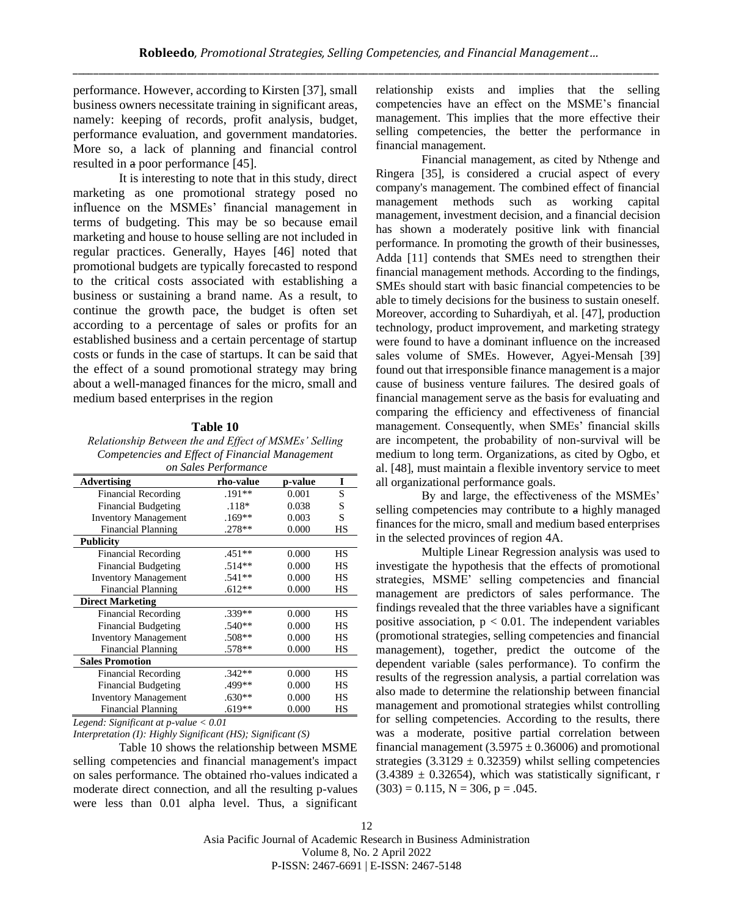performance. However, according to Kirsten [37], small business owners necessitate training in significant areas, namely: keeping of records, profit analysis, budget, performance evaluation, and government mandatories. More so, a lack of planning and financial control resulted in a poor performance [45].

It is interesting to note that in this study, direct marketing as one promotional strategy posed no influence on the MSMEs' financial management in terms of budgeting. This may be so because email marketing and house to house selling are not included in regular practices. Generally, Hayes [46] noted that promotional budgets are typically forecasted to respond to the critical costs associated with establishing a business or sustaining a brand name. As a result, to continue the growth pace, the budget is often set according to a percentage of sales or profits for an established business and a certain percentage of startup costs or funds in the case of startups. It can be said that the effect of a sound promotional strategy may bring about a well-managed finances for the micro, small and medium based enterprises in the region

**Table 10**

*Relationship Between the and Effect of MSMEs' Selling Competencies and Effect of Financial Management on Sales Performance*

| Advertising | rho-value | p-value | I |
|---|---|---|---|
| Financial Recording | .191** | 0.001 | S |
| Financial Budgeting | .118* | 0.038 | S |
| Inventory Management | .169** | 0.003 | S |
| Financial Planning | .278** | 0.000 | HS |
| **Publicity** | | | |
| Financial Recording | .451** | 0.000 | HS |
| Financial Budgeting | .514** | 0.000 | HS |
| Inventory Management | .541** | 0.000 | HS |
| Financial Planning | .612** | 0.000 | HS |
| **Direct Marketing** | | | |
| Financial Recording | .339** | 0.000 | HS |
| Financial Budgeting | .540** | 0.000 | HS |
| Inventory Management | .508** | 0.000 | HS |
| Financial Planning | .578** | 0.000 | HS |
| **Sales Promotion** | | | |
| Financial Recording | .342** | 0.000 | HS |
| Financial Budgeting | .499** | 0.000 | HS |
| Inventory Management | .630** | 0.000 | HS |
| Financial Planning | .619** | 0.000 | HS |

*Legend: Significant at p-value < 0.01*

*Interpretation (I): Highly Significant (HS); Significant (S)*

Table 10 shows the relationship between MSME selling competencies and financial management's impact on sales performance. The obtained rho-values indicated a moderate direct connection, and all the resulting p-values were less than 0.01 alpha level. Thus, a significant relationship exists and implies that the selling competencies have an effect on the MSME's financial management. This implies that the more effective their selling competencies, the better the performance in financial management.

Financial management, as cited by Nthenge and Ringera [35], is considered a crucial aspect of every company's management. The combined effect of financial management methods such as working capital management, investment decision, and a financial decision has shown a moderately positive link with financial performance. In promoting the growth of their businesses, Adda [11] contends that SMEs need to strengthen their financial management methods. According to the findings, SMEs should start with basic financial competencies to be able to timely decisions for the business to sustain oneself. Moreover, according to Suhardiyah, et al. [47], production technology, product improvement, and marketing strategy were found to have a dominant influence on the increased sales volume of SMEs. However, Agyei-Mensah [39] found out that irresponsible finance management is a major cause of business venture failures. The desired goals of financial management serve as the basis for evaluating and comparing the efficiency and effectiveness of financial management. Consequently, when SMEs' financial skills are incompetent, the probability of non-survival will be medium to long term. Organizations, as cited by Ogbo, et al. [48], must maintain a flexible inventory service to meet all organizational performance goals.

By and large, the effectiveness of the MSMEs' selling competencies may contribute to a highly managed finances for the micro, small and medium based enterprises in the selected provinces of region 4A.

Multiple Linear Regression analysis was used to investigate the hypothesis that the effects of promotional strategies, MSME' selling competencies and financial management are predictors of sales performance. The findings revealed that the three variables have a significant positive association, $p < 0.01$. The independent variables (promotional strategies, selling competencies and financial management), together, predict the outcome of the dependent variable (sales performance). To confirm the results of the regression analysis, a partial correlation was also made to determine the relationship between financial management and promotional strategies whilst controlling for selling competencies. According to the results, there was a moderate, positive partial correlation between financial management ($3.5975 \pm 0.36006$) and promotional strategies ($3.3129 \pm 0.32359$) whilst selling competencies ($3.4389 \pm 0.32654$), which was statistically significant, $r(303) = 0.115$, $N = 306$, $p = .045$.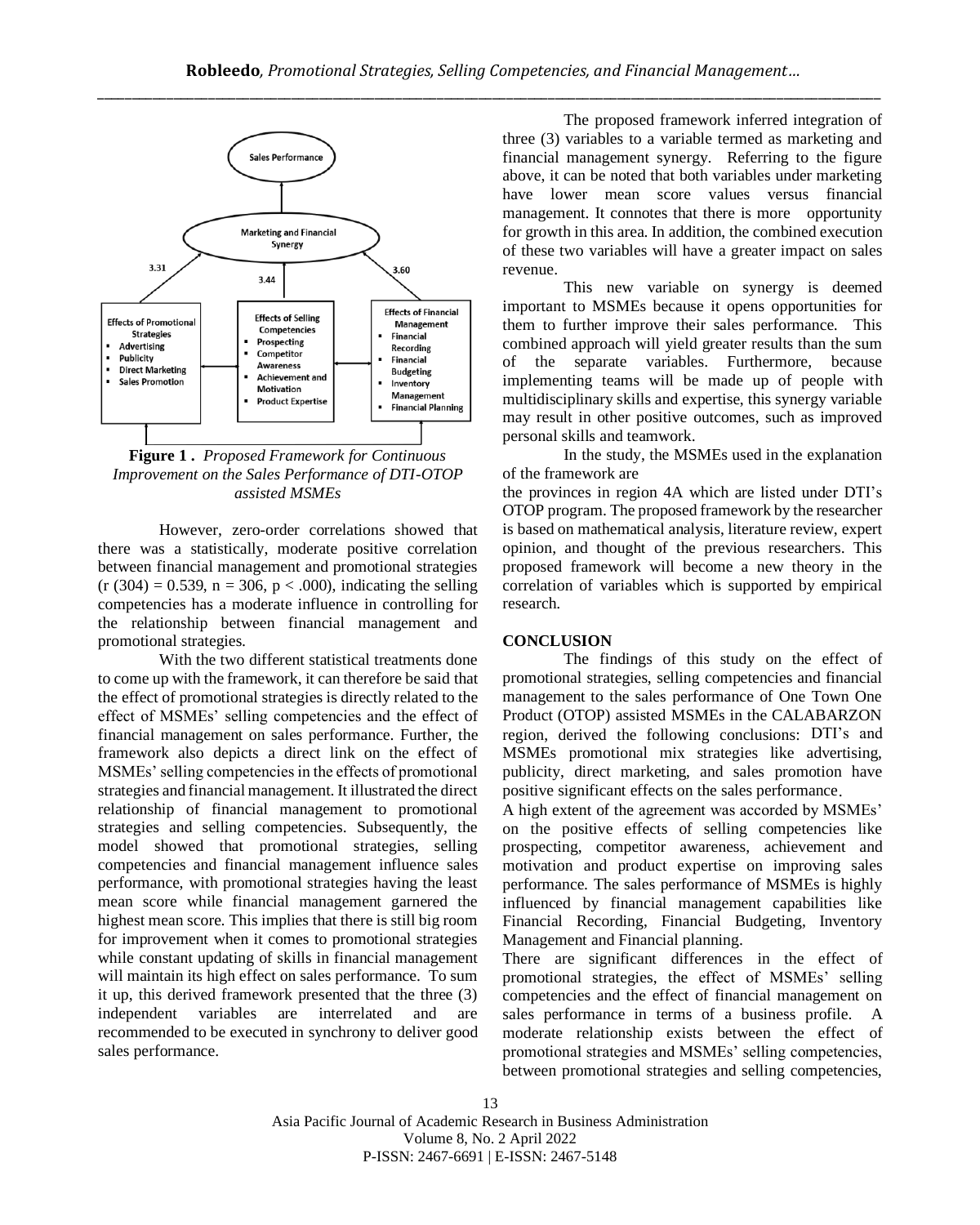Sales Performance

Marketing and Financial Synergy

3.31

3.44

3.60

Effects of Promotional Strategies
- Advertising
- Publicity
- Direct Marketing
- Sales Promotion

Effects of Selling Competencies
- Prospecting
- Competitor Awareness
- Achievement and Motivation
- Product Expertise

Effects of Financial Management
- Financial Recording
- Financial Budgeting
- Inventory Management
- Financial Planning

**Figure 1 .** *Proposed Framework for Continuous Improvement on the Sales Performance of DTI-OTOP assisted MSMEs*

However, zero-order correlations showed that there was a statistically, moderate positive correlation between financial management and promotional strategies ($r (304) = 0.539$, $n = 306$, $p < .000$), indicating the selling competencies has a moderate influence in controlling for the relationship between financial management and promotional strategies.

With the two different statistical treatments done to come up with the framework, it can therefore be said that the effect of promotional strategies is directly related to the effect of MSMEs' selling competencies and the effect of financial management on sales performance. Further, the framework also depicts a direct link on the effect of MSMEs' selling competencies in the effects of promotional strategies and financial management. It illustrated the direct relationship of financial management to promotional strategies and selling competencies. Subsequently, the model showed that promotional strategies, selling competencies and financial management influence sales performance, with promotional strategies having the least mean score while financial management garnered the highest mean score. This implies that there is still big room for improvement when it comes to promotional strategies while constant updating of skills in financial management will maintain its high effect on sales performance. To sum it up, this derived framework presented that the three (3) independent variables are interrelated and are recommended to be executed in synchrony to deliver good sales performance.

The proposed framework inferred integration of three (3) variables to a variable termed as marketing and financial management synergy. Referring to the figure above, it can be noted that both variables under marketing have lower mean score values versus financial management. It connotes that there is more opportunity for growth in this area. In addition, the combined execution of these two variables will have a greater impact on sales revenue.

This new variable on synergy is deemed important to MSMEs because it opens opportunities for them to further improve their sales performance. This combined approach will yield greater results than the sum of the separate variables. Furthermore, because implementing teams will be made up of people with multidisciplinary skills and expertise, this synergy variable may result in other positive outcomes, such as improved personal skills and teamwork.

In the study, the MSMEs used in the explanation of the framework are

the provinces in region 4A which are listed under DTI's OTOP program. The proposed framework by the researcher is based on mathematical analysis, literature review, expert opinion, and thought of the previous researchers. This proposed framework will become a new theory in the correlation of variables which is supported by empirical research.

## CONCLUSION

The findings of this study on the effect of promotional strategies, selling competencies and financial management to the sales performance of One Town One Product (OTOP) assisted MSMEs in the CALABARZON region, derived the following conclusions: DTI's and MSMEs promotional mix strategies like advertising, publicity, direct marketing, and sales promotion have positive significant effects on the sales performance.

A high extent of the agreement was accorded by MSMEs' on the positive effects of selling competencies like prospecting, competitor awareness, achievement and motivation and product expertise on improving sales performance. The sales performance of MSMEs is highly influenced by financial management capabilities like Financial Recording, Financial Budgeting, Inventory Management and Financial planning.

There are significant differences in the effect of promotional strategies, the effect of MSMEs' selling competencies and the effect of financial management on sales performance in terms of a business profile. A moderate relationship exists between the effect of promotional strategies and MSMEs' selling competencies, between promotional strategies and selling competencies,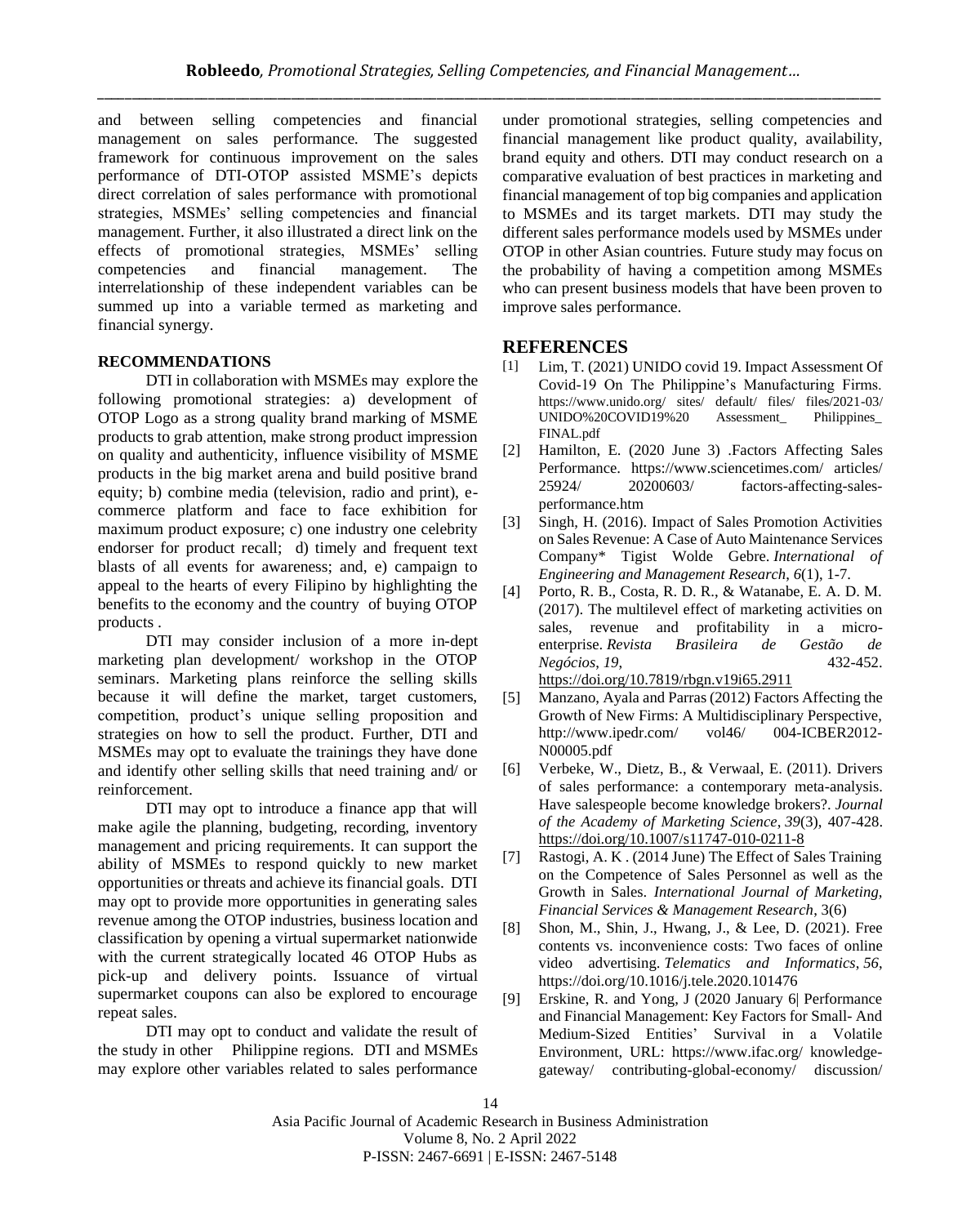and between selling competencies and financial management on sales performance. The suggested framework for continuous improvement on the sales performance of DTI-OTOP assisted MSME's depicts direct correlation of sales performance with promotional strategies, MSMEs' selling competencies and financial management. Further, it also illustrated a direct link on the effects of promotional strategies, MSMEs' selling competencies and financial management. The interrelationship of these independent variables can be summed up into a variable termed as marketing and financial synergy.

## RECOMMENDATIONS

DTI in collaboration with MSMEs may explore the following promotional strategies: a) development of OTOP Logo as a strong quality brand marking of MSME products to grab attention, make strong product impression on quality and authenticity, influence visibility of MSME products in the big market arena and build positive brand equity; b) combine media (television, radio and print), e-commerce platform and face to face exhibition for maximum product exposure; c) one industry one celebrity endorser for product recall; d) timely and frequent text blasts of all events for awareness; and, e) campaign to appeal to the hearts of every Filipino by highlighting the benefits to the economy and the country of buying OTOP products .

DTI may consider inclusion of a more in-dept marketing plan development/ workshop in the OTOP seminars. Marketing plans reinforce the selling skills because it will define the market, target customers, competition, product's unique selling proposition and strategies on how to sell the product. Further, DTI and MSMEs may opt to evaluate the trainings they have done and identify other selling skills that need training and/ or reinforcement.

DTI may opt to introduce a finance app that will make agile the planning, budgeting, recording, inventory management and pricing requirements. It can support the ability of MSMEs to respond quickly to new market opportunities or threats and achieve its financial goals. DTI may opt to provide more opportunities in generating sales revenue among the OTOP industries, business location and classification by opening a virtual supermarket nationwide with the current strategically located 46 OTOP Hubs as pick-up and delivery points. Issuance of virtual supermarket coupons can also be explored to encourage repeat sales.

DTI may opt to conduct and validate the result of the study in other Philippine regions. DTI and MSMEs may explore other variables related to sales performance under promotional strategies, selling competencies and financial management like product quality, availability, brand equity and others. DTI may conduct research on a comparative evaluation of best practices in marketing and financial management of top big companies and application to MSMEs and its target markets. DTI may study the different sales performance models used by MSMEs under OTOP in other Asian countries. Future study may focus on the probability of having a competition among MSMEs who can present business models that have been proven to improve sales performance.

## REFERENCES

[1] Lim, T. (2021) UNIDO covid 19. Impact Assessment Of Covid-19 On The Philippine's Manufacturing Firms. https://www.unido.org/ sites/ default/ files/ files/2021-03/ UNIDO%20COVID19%20 Assessment_ Philippines_ FINAL.pdf

[2] Hamilton, E. (2020 June 3) .Factors Affecting Sales Performance. https://www.sciencetimes.com/ articles/ 25924/ 20200603/ factors-affecting-sales-performance.htm

[3] Singh, H. (2016). Impact of Sales Promotion Activities on Sales Revenue: A Case of Auto Maintenance Services Company* Tigist Wolde Gebre. *International of Engineering and Management Research*, *6*(1), 1-7.

[4] Porto, R. B., Costa, R. D. R., & Watanabe, E. A. D. M. (2017). The multilevel effect of marketing activities on sales, revenue and profitability in a micro-enterprise. *Revista Brasileira de Gestão de Negócios*, *19*, 432-452. https://doi.org/10.7819/rbgn.v19i65.2911

[5] Manzano, Ayala and Parras (2012) Factors Affecting the Growth of New Firms: A Multidisciplinary Perspective, http://www.ipedr.com/ vol46/ 004-ICBER2012-N00005.pdf

[6] Verbeke, W., Dietz, B., & Verwaal, E. (2011). Drivers of sales performance: a contemporary meta-analysis. Have salespeople become knowledge brokers?. *Journal of the Academy of Marketing Science*, *39*(3), 407-428. https://doi.org/10.1007/s11747-010-0211-8

[7] Rastogi, A. K . (2014 June) The Effect of Sales Training on the Competence of Sales Personnel as well as the Growth in Sales. *International Journal of Marketing, Financial Services & Management Research*, 3(6)

[8] Shon, M., Shin, J., Hwang, J., & Lee, D. (2021). Free contents vs. inconvenience costs: Two faces of online video advertising. *Telematics and Informatics*, *56*, https://doi.org/10.1016/j.tele.2020.101476

[9] Erskine, R. and Yong, J (2020 January 6| Performance and Financial Management: Key Factors for Small- And Medium-Sized Entities' Survival in a Volatile Environment, URL: https://www.ifac.org/ knowledge-gateway/ contributing-global-economy/ discussion/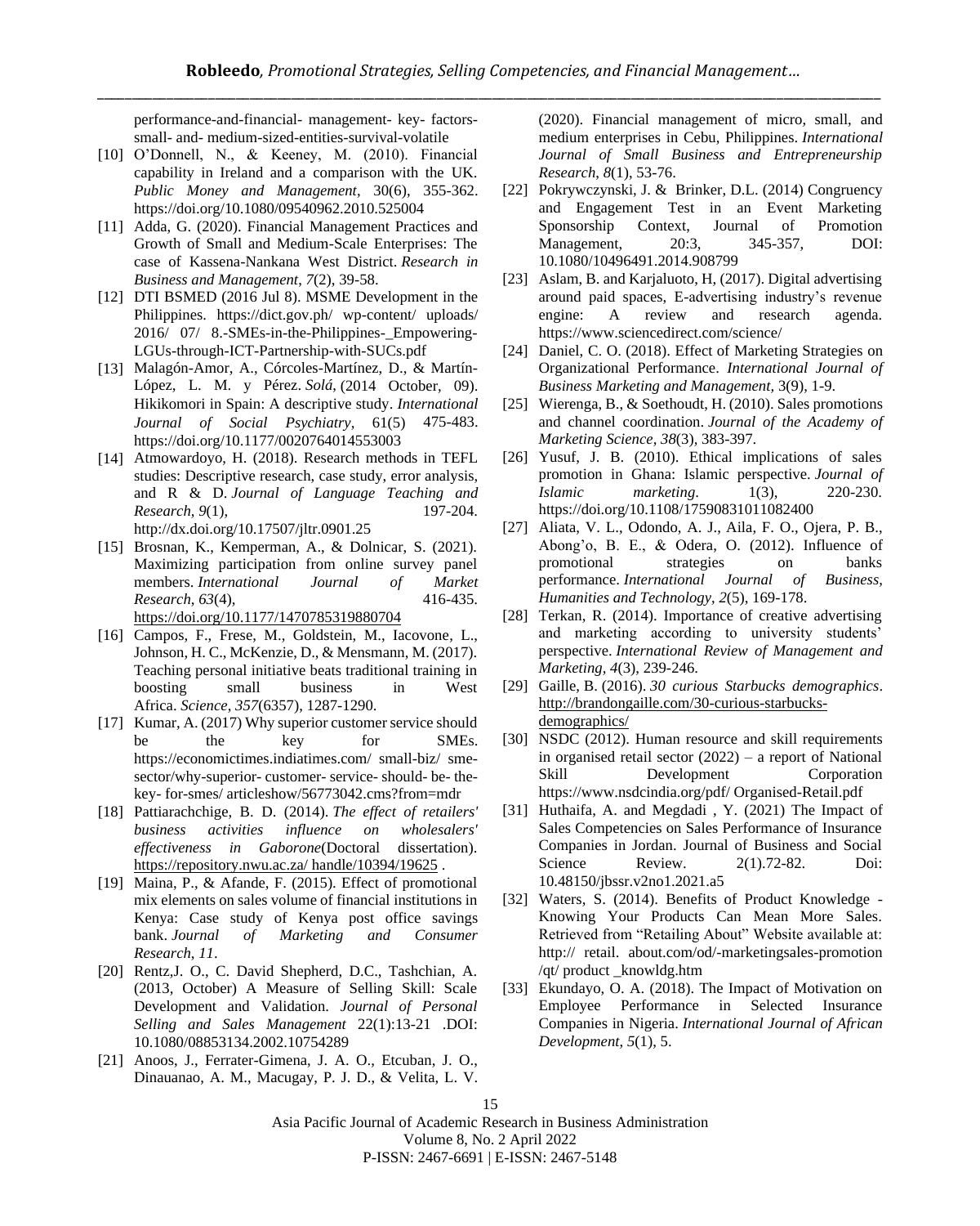performance-and-financial- management- key- factors-small- and- medium-sized-entities-survival-volatile

[10] O'Donnell, N., & Keeney, M. (2010). Financial capability in Ireland and a comparison with the UK. *Public Money and Management*, 30(6), 355-362. https://doi.org/10.1080/09540962.2010.525004

[11] Adda, G. (2020). Financial Management Practices and Growth of Small and Medium-Scale Enterprises: The case of Kassena-Nankana West District. *Research in Business and Management*, *7*(2), 39-58.

[12] DTI BSMED (2016 Jul 8). MSME Development in the Philippines. https://dict.gov.ph/ wp-content/ uploads/ 2016/ 07/ 8.-SMEs-in-the-Philippines-_Empowering-LGUs-through-ICT-Partnership-with-SUCs.pdf

[13] Malagón-Amor, A., Córcoles-Martínez, D., & Martín-López, L. M. y Pérez. *Solá*, (2014 October, 09). Hikikomori in Spain: A descriptive study. *International Journal of Social Psychiatry*, 61(5) 475-483. https://doi.org/10.1177/0020764014553003

[14] Atmowardoyo, H. (2018). Research methods in TEFL studies: Descriptive research, case study, error analysis, and R & D. *Journal of Language Teaching and Research*, *9*(1), 197-204. http://dx.doi.org/10.17507/jltr.0901.25

[15] Brosnan, K., Kemperman, A., & Dolnicar, S. (2021). Maximizing participation from online survey panel members. *International Journal of Market Research*, *63*(4), 416-435. https://doi.org/10.1177/1470785319880704

[16] Campos, F., Frese, M., Goldstein, M., Iacovone, L., Johnson, H. C., McKenzie, D., & Mensmann, M. (2017). Teaching personal initiative beats traditional training in boosting small business in West Africa. *Science*, *357*(6357), 1287-1290.

[17] Kumar, A. (2017) Why superior customer service should be the key for SMEs. https://economictimes.indiatimes.com/ small-biz/ sme-sector/why-superior- customer- service- should- be- the-key- for-smes/ articleshow/56773042.cms?from=mdr

[18] Pattiarachchige, B. D. (2014). *The effect of retailers' business activities influence on wholesalers' effectiveness in Gaborone*(Doctoral dissertation). https://repository.nwu.ac.za/ handle/10394/19625 .

[19] Maina, P., & Afande, F. (2015). Effect of promotional mix elements on sales volume of financial institutions in Kenya: Case study of Kenya post office savings bank. *Journal of Marketing and Consumer Research*, *11*.

[20] Rentz,J. O., C. David Shepherd, D.C., Tashchian, A. (2013, October) A Measure of Selling Skill: Scale Development and Validation. *Journal of Personal Selling and Sales Management* 22(1):13-21 .DOI: 10.1080/08853134.2002.10754289

[21] Anoos, J., Ferrater-Gimena, J. A. O., Etcuban, J. O., Dinauanao, A. M., Macugay, P. J. D., & Velita, L. V. (2020). Financial management of micro, small, and medium enterprises in Cebu, Philippines. *International Journal of Small Business and Entrepreneurship Research*, *8*(1), 53-76.

[22] Pokrywczynski, J. & Brinker, D.L. (2014) Congruency and Engagement Test in an Event Marketing Sponsorship Context, Journal of Promotion Management, 20:3, 345-357, DOI: 10.1080/10496491.2014.908799

[23] Aslam, B. and Karjaluoto, H, (2017). Digital advertising around paid spaces, E-advertising industry's revenue engine: A review and research agenda. https://www.sciencedirect.com/science/

[24] Daniel, C. O. (2018). Effect of Marketing Strategies on Organizational Performance. *International Journal of Business Marketing and Management*, 3(9), 1-9.

[25] Wierenga, B., & Soethoudt, H. (2010). Sales promotions and channel coordination. *Journal of the Academy of Marketing Science*, *38*(3), 383-397.

[26] Yusuf, J. B. (2010). Ethical implications of sales promotion in Ghana: Islamic perspective. *Journal of Islamic marketing*. 1(3), 220-230. https://doi.org/10.1108/17590831011082400

[27] Aliata, V. L., Odondo, A. J., Aila, F. O., Ojera, P. B., Abong'o, B. E., & Odera, O. (2012). Influence of promotional strategies on banks performance. *International Journal of Business, Humanities and Technology*, *2*(5), 169-178.

[28] Terkan, R. (2014). Importance of creative advertising and marketing according to university students' perspective. *International Review of Management and Marketing*, *4*(3), 239-246.

[29] Gaille, B. (2016). *30 curious Starbucks demographics*. http://brandongaille.com/30-curious-starbucks-demographics/

[30] NSDC (2012). Human resource and skill requirements in organised retail sector (2022) – a report of National Skill Development Corporation https://www.nsdcindia.org/pdf/ Organised-Retail.pdf

[31] Huthaifa, A. and Megdadi , Y. (2021) The Impact of Sales Competencies on Sales Performance of Insurance Companies in Jordan. Journal of Business and Social Science Review. 2(1).72-82. Doi: 10.48150/jbssr.v2no1.2021.a5

[32] Waters, S. (2014). Benefits of Product Knowledge - Knowing Your Products Can Mean More Sales. Retrieved from "Retailing About" Website available at: http:// retail. about.com/od/-marketingsales-promotion /qt/ product _knowldg.htm

[33] Ekundayo, O. A. (2018). The Impact of Motivation on Employee Performance in Selected Insurance Companies in Nigeria. *International Journal of African Development*, *5*(1), 5.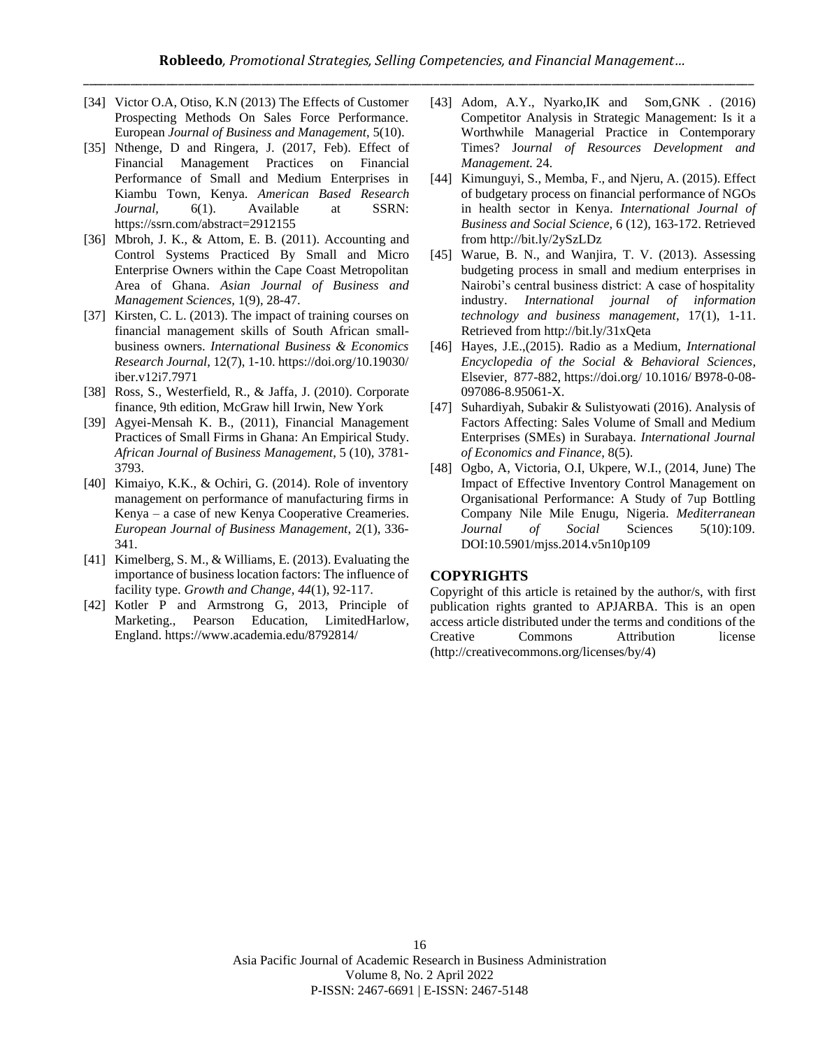[34] Victor O.A, Otiso, K.N (2013) The Effects of Customer Prospecting Methods On Sales Force Performance. European *Journal of Business and Management*, 5(10).

[35] Nthenge, D and Ringera, J. (2017, Feb). Effect of Financial Management Practices on Financial Performance of Small and Medium Enterprises in Kiambu Town, Kenya. *American Based Research Journal,* 6(1). Available at SSRN: https://ssrn.com/abstract=2912155

[36] Mbroh, J. K., & Attom, E. B. (2011). Accounting and Control Systems Practiced By Small and Micro Enterprise Owners within the Cape Coast Metropolitan Area of Ghana. *Asian Journal of Business and Management Sciences*, 1(9), 28-47.

[37] Kirsten, C. L. (2013). The impact of training courses on financial management skills of South African small-business owners. *International Business & Economics Research Journal*, 12(7), 1-10. https://doi.org/10.19030/iber.v12i7.7971

[38] Ross, S., Westerfield, R., & Jaffa, J. (2010). Corporate finance, 9th edition, McGraw hill Irwin, New York

[39] Agyei-Mensah K. B., (2011), Financial Management Practices of Small Firms in Ghana: An Empirical Study. *African Journal of Business Management*, 5 (10), 3781-3793.

[40] Kimaiyo, K.K., & Ochiri, G. (2014). Role of inventory management on performance of manufacturing firms in Kenya – a case of new Kenya Cooperative Creameries. *European Journal of Business Management*, 2(1), 336-341.

[41] Kimelberg, S. M., & Williams, E. (2013). Evaluating the importance of business location factors: The influence of facility type. *Growth and Change*, *44*(1), 92-117.

[42] Kotler P and Armstrong G, 2013, Principle of Marketing., Pearson Education, LimitedHarlow, England. https://www.academia.edu/8792814/

[43] Adom, A.Y., Nyarko,IK and Som,GNK . (2016) Competitor Analysis in Strategic Management: Is it a Worthwhile Managerial Practice in Contemporary Times? J*ournal of Resources Development and Management.* 24.

[44] Kimunguyi, S., Memba, F., and Njeru, A. (2015). Effect of budgetary process on financial performance of NGOs in health sector in Kenya. *International Journal of Business and Social Science*, 6 (12), 163-172. Retrieved from http://bit.ly/2ySzLDz

[45] Warue, B. N., and Wanjira, T. V. (2013). Assessing budgeting process in small and medium enterprises in Nairobi's central business district: A case of hospitality industry. *International journal of information technology and business management*, 17(1), 1-11. Retrieved from http://bit.ly/31xQeta

[46] Hayes, J.E.,(2015). Radio as a Medium, *International Encyclopedia of the Social & Behavioral Sciences*, Elsevier, 877-882, https://doi.org/ 10.1016/ B978-0-08-097086-8.95061-X.

[47] Suhardiyah, Subakir & Sulistyowati (2016). Analysis of Factors Affecting: Sales Volume of Small and Medium Enterprises (SMEs) in Surabaya. *International Journal of Economics and Finance*, 8(5).

[48] Ogbo, A, Victoria, O.I, Ukpere, W.I., (2014, June) The Impact of Effective Inventory Control Management on Organisational Performance: A Study of 7up Bottling Company Nile Mile Enugu, Nigeria. *Mediterranean Journal of Social* Sciences 5(10):109. DOI:10.5901/mjss.2014.v5n10p109

## COPYRIGHTS

Copyright of this article is retained by the author/s, with first publication rights granted to APJARBA. This is an open access article distributed under the terms and conditions of the Creative Commons Attribution license (http://creativecommons.org/licenses/by/4)